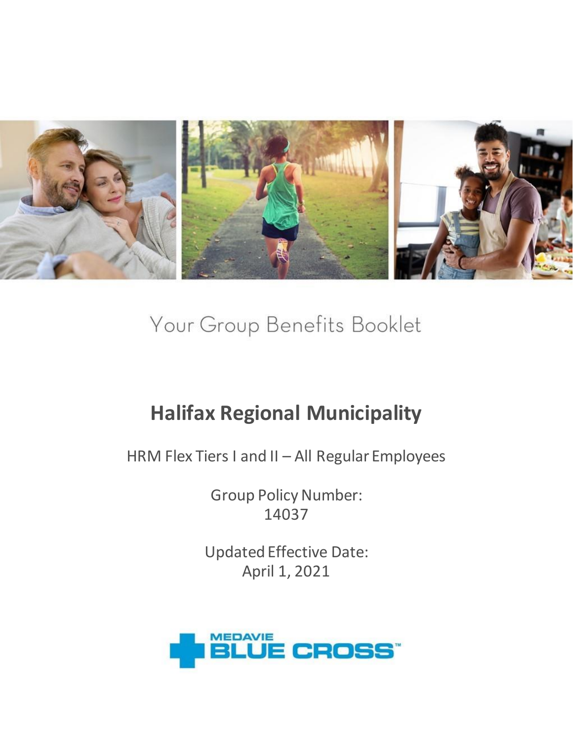# Your Group Benefits Booklet

## Halifax Regional Municipality

HRM Flex Tiers I and II – All Regular Employees

Group Policy Number:
14037

Updated Effective Date:
April 1, 2021

MEDAVIE BLUE CROSS™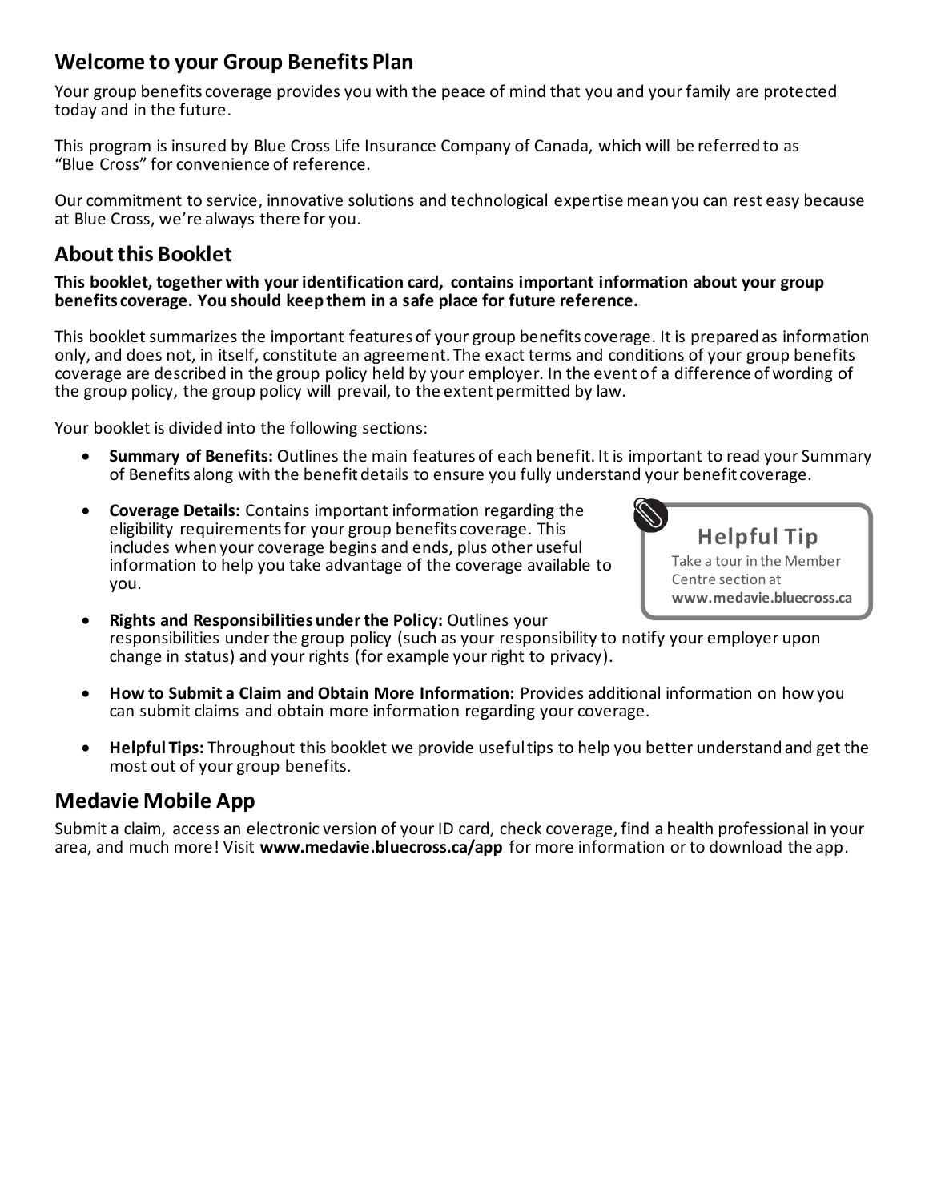## Welcome to your Group Benefits Plan

Your group benefits coverage provides you with the peace of mind that you and your family are protected today and in the future.

This program is insured by Blue Cross Life Insurance Company of Canada, which will be referred to as "Blue Cross" for convenience of reference.

Our commitment to service, innovative solutions and technological expertise mean you can rest easy because at Blue Cross, we're always there for you.

## About this Booklet

**This booklet, together with your identification card, contains important information about your group benefits coverage. You should keep them in a safe place for future reference.**

This booklet summarizes the important features of your group benefits coverage. It is prepared as information only, and does not, in itself, constitute an agreement. The exact terms and conditions of your group benefits coverage are described in the group policy held by your employer. In the event of a difference of wording of the group policy, the group policy will prevail, to the extent permitted by law.

Your booklet is divided into the following sections:

- **Summary of Benefits:** Outlines the main features of each benefit. It is important to read your Summary of Benefits along with the benefit details to ensure you fully understand your benefit coverage.
- **Coverage Details:** Contains important information regarding the eligibility requirements for your group benefits coverage. This includes when your coverage begins and ends, plus other useful information to help you take advantage of the coverage available to you.
- **Rights and Responsibilities under the Policy:** Outlines your responsibilities under the group policy (such as your responsibility to notify your employer upon change in status) and your rights (for example your right to privacy).
- **How to Submit a Claim and Obtain More Information:** Provides additional information on how you can submit claims and obtain more information regarding your coverage.
- **Helpful Tips:** Throughout this booklet we provide useful tips to help you better understand and get the most out of your group benefits.

> **Helpful Tip**
> Take a tour in the Member Centre section at **www.medavie.bluecross.ca**

## Medavie Mobile App

Submit a claim, access an electronic version of your ID card, check coverage, find a health professional in your area, and much more! Visit **www.medavie.bluecross.ca/app** for more information or to download the app.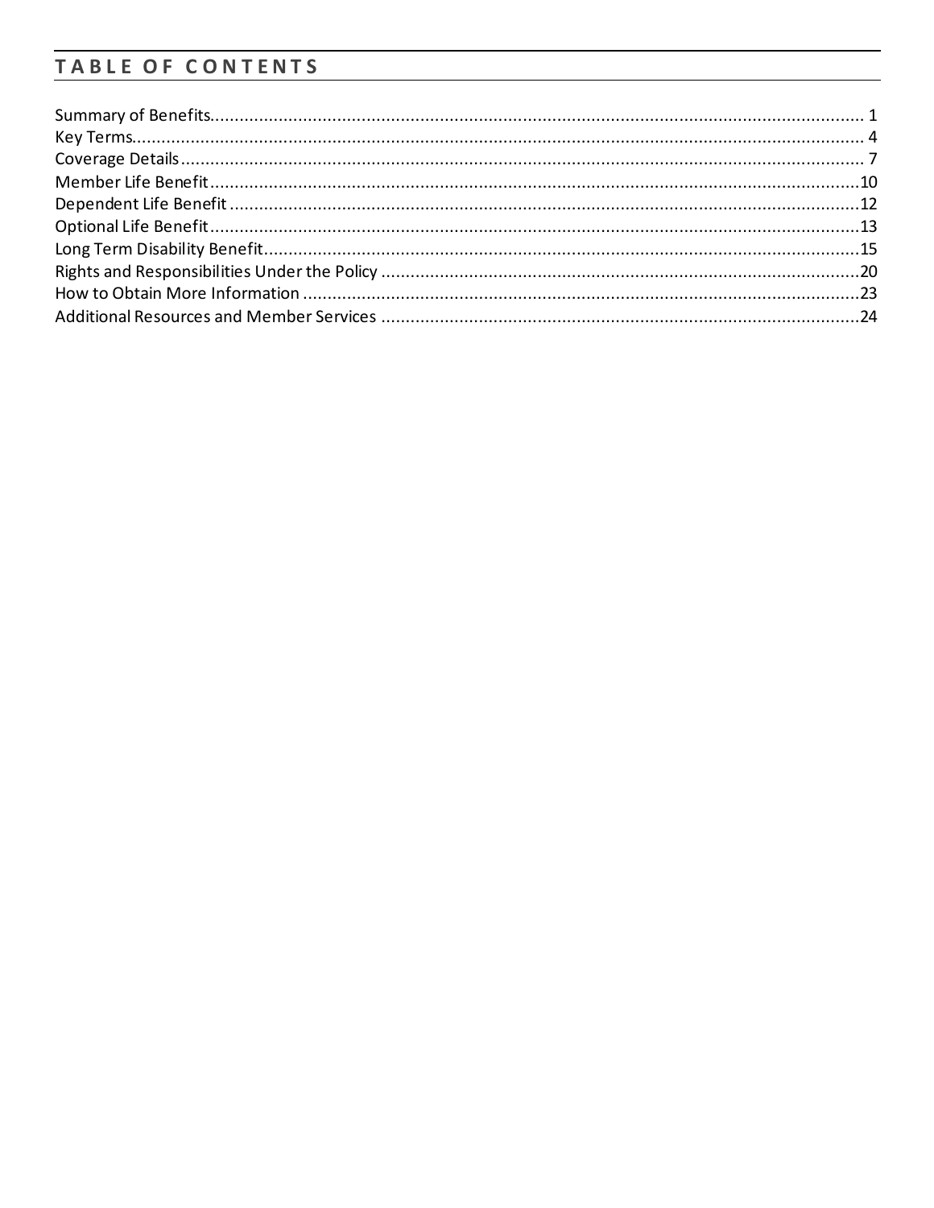## TABLE OF CONTENTS

Summary of Benefits........................................................................................................................ 1
Key Terms........................................................................................................................................ 4
Coverage Details.............................................................................................................................. 7
Member Life Benefit......................................................................................................................10
Dependent Life Benefit..................................................................................................................12
Optional Life Benefit......................................................................................................................13
Long Term Disability Benefit..........................................................................................................15
Rights and Responsibilities Under the Policy ................................................................................20
How to Obtain More Information ..................................................................................................23
Additional Resources and Member Services .................................................................................24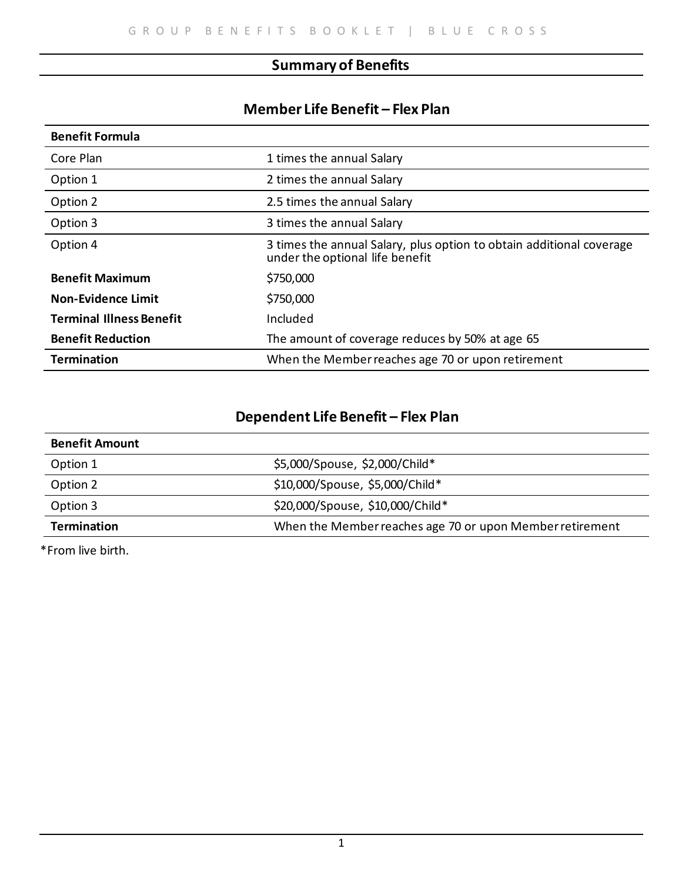## Summary of Benefits

### Member Life Benefit – Flex Plan

| **Benefit Formula** | |
|---|---|
| Core Plan | 1 times the annual Salary |
| Option 1 | 2 times the annual Salary |
| Option 2 | 2.5 times the annual Salary |
| Option 3 | 3 times the annual Salary |
| Option 4 | 3 times the annual Salary, plus option to obtain additional coverage under the optional life benefit |
| **Benefit Maximum** | $750,000 |
| **Non-Evidence Limit** | $750,000 |
| **Terminal Illness Benefit** | Included |
| **Benefit Reduction** | The amount of coverage reduces by 50% at age 65 |
| **Termination** | When the Member reaches age 70 or upon retirement |

### Dependent Life Benefit – Flex Plan

| **Benefit Amount** | |
|---|---|
| Option 1 | $5,000/Spouse, $2,000/Child* |
| Option 2 | $10,000/Spouse, $5,000/Child* |
| Option 3 | $20,000/Spouse, $10,000/Child* |
| **Termination** | When the Member reaches age 70 or upon Member retirement |

*From live birth.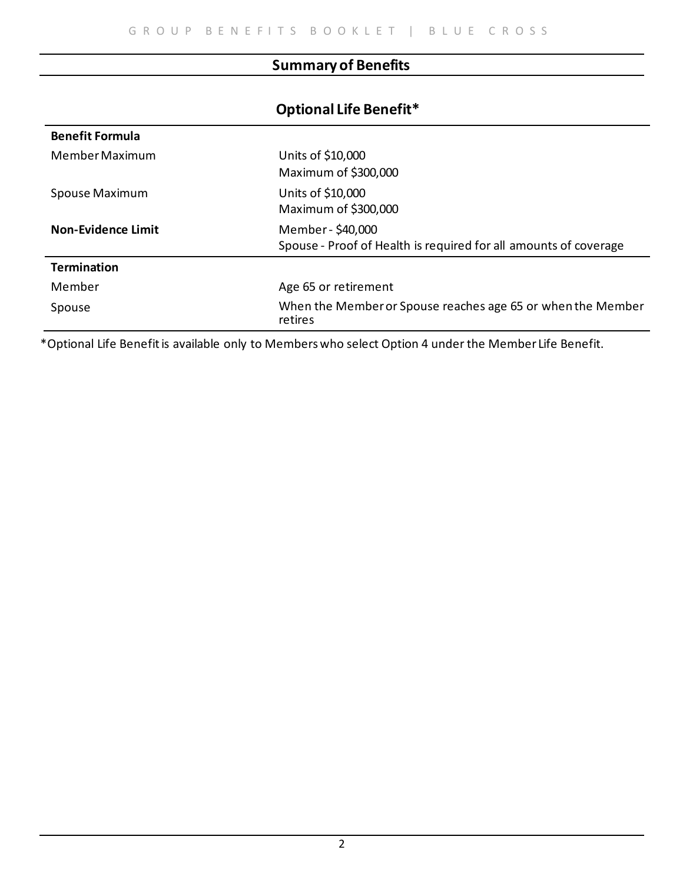## Summary of Benefits

### Optional Life Benefit*

| | |
|---|---|
| **Benefit Formula** | |
| Member Maximum | Units of $10,000<br>Maximum of $300,000 |
| Spouse Maximum | Units of $10,000<br>Maximum of $300,000 |
| **Non-Evidence Limit** | Member - $40,000<br>Spouse - Proof of Health is required for all amounts of coverage |
| **Termination** | |
| Member | Age 65 or retirement |
| Spouse | When the Member or Spouse reaches age 65 or when the Member retires |

*Optional Life Benefit is available only to Members who select Option 4 under the Member Life Benefit.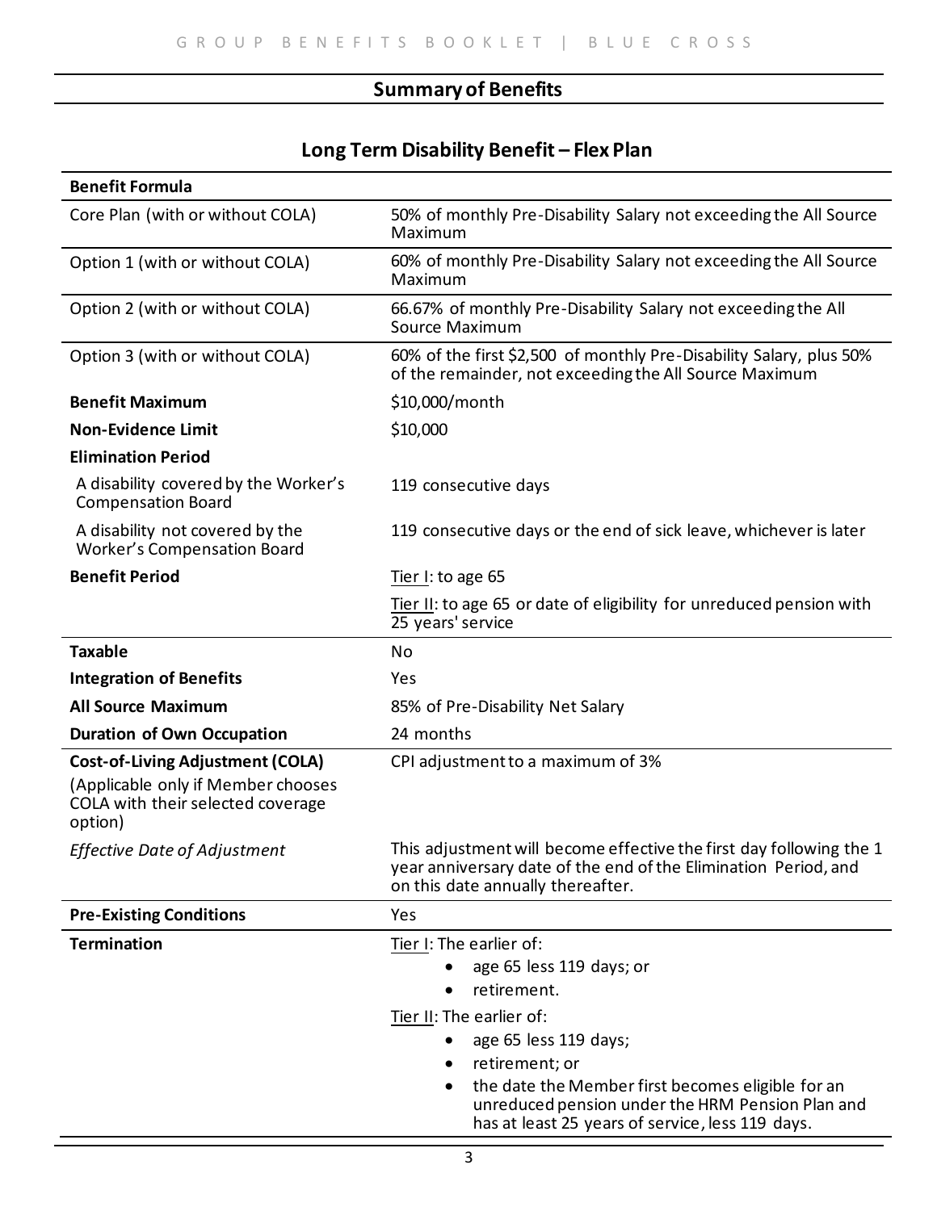## Summary of Benefits

### Long Term Disability Benefit – Flex Plan

| **Benefit Formula** | |
|---|---|
| Core Plan (with or without COLA) | 50% of monthly Pre-Disability Salary not exceeding the All Source Maximum |
| Option 1 (with or without COLA) | 60% of monthly Pre-Disability Salary not exceeding the All Source Maximum |
| Option 2 (with or without COLA) | 66.67% of monthly Pre-Disability Salary not exceeding the All Source Maximum |
| Option 3 (with or without COLA) | 60% of the first $2,500 of monthly Pre-Disability Salary, plus 50% of the remainder, not exceeding the All Source Maximum |
| **Benefit Maximum** | $10,000/month |
| **Non-Evidence Limit** | $10,000 |
| **Elimination Period** | |
| A disability covered by the Worker's Compensation Board | 119 consecutive days |
| A disability not covered by the Worker's Compensation Board | 119 consecutive days or the end of sick leave, whichever is later |
| **Benefit Period** | Tier I: to age 65<br>Tier II: to age 65 or date of eligibility for unreduced pension with 25 years' service |
| **Taxable** | No |
| **Integration of Benefits** | Yes |
| **All Source Maximum** | 85% of Pre-Disability Net Salary |
| **Duration of Own Occupation** | 24 months |
| **Cost-of-Living Adjustment (COLA)**<br>(Applicable only if Member chooses COLA with their selected coverage option) | CPI adjustment to a maximum of 3% |
| *Effective Date of Adjustment* | This adjustment will become effective the first day following the 1 year anniversary date of the end of the Elimination Period, and on this date annually thereafter. |
| **Pre-Existing Conditions** | Yes |
| **Termination** | Tier I: The earlier of:<br>• age 65 less 119 days; or<br>• retirement.<br>Tier II: The earlier of:<br>• age 65 less 119 days;<br>• retirement; or<br>• the date the Member first becomes eligible for an unreduced pension under the HRM Pension Plan and has at least 25 years of service, less 119 days. |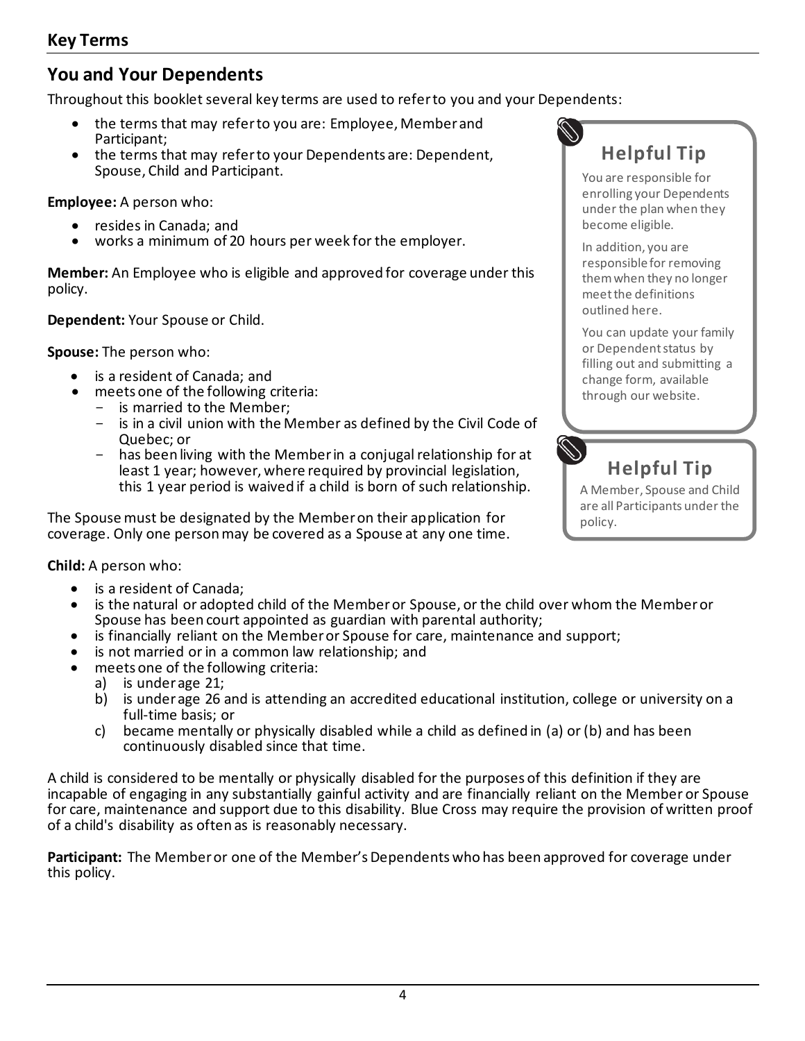## Key Terms

### You and Your Dependents

Throughout this booklet several key terms are used to refer to you and your Dependents:

- the terms that may refer to you are: Employee, Member and Participant;
- the terms that may refer to your Dependents are: Dependent, Spouse, Child and Participant.

**Employee:** A person who:

- resides in Canada; and
- works a minimum of 20 hours per week for the employer.

**Member:** An Employee who is eligible and approved for coverage under this policy.

**Dependent:** Your Spouse or Child.

**Spouse:** The person who:

- is a resident of Canada; and
- meets one of the following criteria:
  - is married to the Member;
  - is in a civil union with the Member as defined by the Civil Code of Quebec; or
  - has been living with the Member in a conjugal relationship for at least 1 year; however, where required by provincial legislation, this 1 year period is waived if a child is born of such relationship.

The Spouse must be designated by the Member on their application for coverage. Only one person may be covered as a Spouse at any one time.

**Child:** A person who:

- is a resident of Canada;
- is the natural or adopted child of the Member or Spouse, or the child over whom the Member or Spouse has been court appointed as guardian with parental authority;
- is financially reliant on the Member or Spouse for care, maintenance and support;
- is not married or in a common law relationship; and
- meets one of the following criteria:
  a) is under age 21;
  b) is under age 26 and is attending an accredited educational institution, college or university on a full-time basis; or
  c) became mentally or physically disabled while a child as defined in (a) or (b) and has been continuously disabled since that time.

A child is considered to be mentally or physically disabled for the purposes of this definition if they are incapable of engaging in any substantially gainful activity and are financially reliant on the Member or Spouse for care, maintenance and support due to this disability. Blue Cross may require the provision of written proof of a child's disability as often as is reasonably necessary.

**Participant:** The Member or one of the Member's Dependents who has been approved for coverage under this policy.

> **Helpful Tip**
>
> You are responsible for enrolling your Dependents under the plan when they become eligible.
>
> In addition, you are responsible for removing them when they no longer meet the definitions outlined here.
>
> You can update your family or Dependent status by filling out and submitting a change form, available through our website.

> **Helpful Tip**
>
> A Member, Spouse and Child are all Participants under the policy.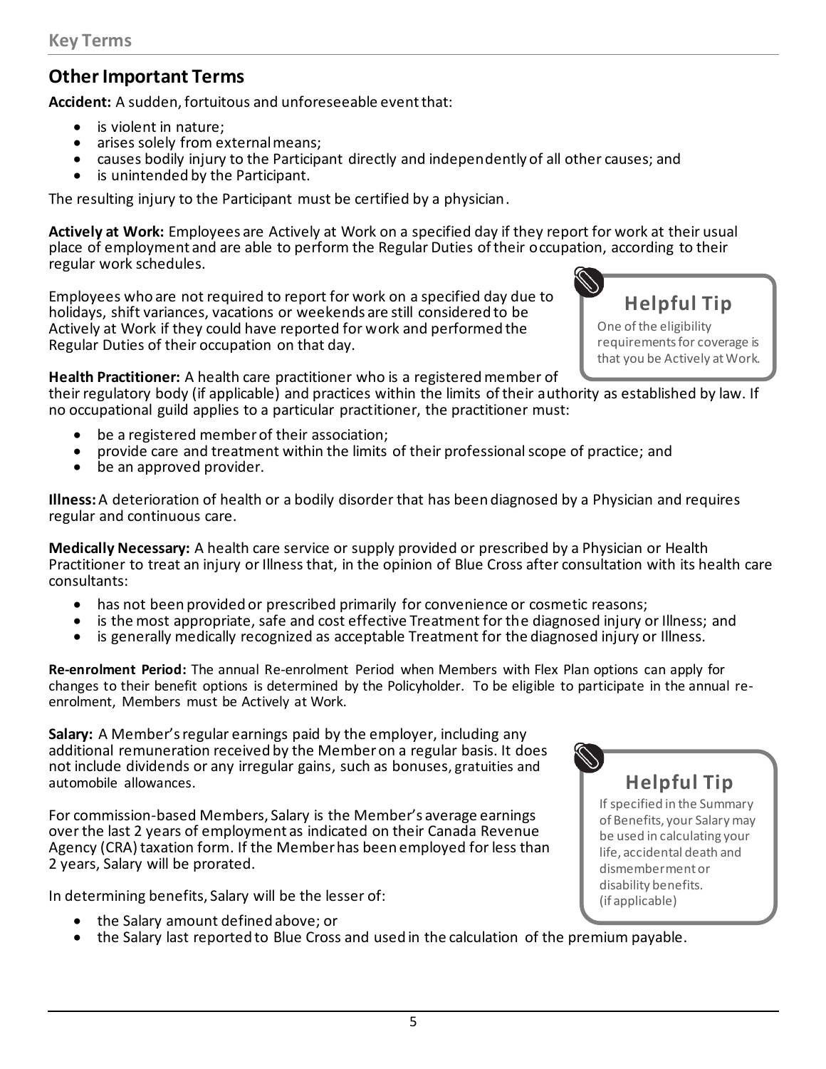## Other Important Terms

**Accident:** A sudden, fortuitous and unforeseeable event that:

- is violent in nature;
- arises solely from external means;
- causes bodily injury to the Participant directly and independently of all other causes; and
- is unintended by the Participant.

The resulting injury to the Participant must be certified by a physician.

**Actively at Work:** Employees are Actively at Work on a specified day if they report for work at their usual place of employment and are able to perform the Regular Duties of their occupation, according to their regular work schedules.

Employees who are not required to report for work on a specified day due to holidays, shift variances, vacations or weekends are still considered to be Actively at Work if they could have reported for work and performed the Regular Duties of their occupation on that day.

> **Helpful Tip**
> One of the eligibility requirements for coverage is that you be Actively at Work.

**Health Practitioner:** A health care practitioner who is a registered member of their regulatory body (if applicable) and practices within the limits of their authority as established by law. If no occupational guild applies to a particular practitioner, the practitioner must:

- be a registered member of their association;
- provide care and treatment within the limits of their professional scope of practice; and
- be an approved provider.

**Illness:** A deterioration of health or a bodily disorder that has been diagnosed by a Physician and requires regular and continuous care.

**Medically Necessary:** A health care service or supply provided or prescribed by a Physician or Health Practitioner to treat an injury or Illness that, in the opinion of Blue Cross after consultation with its health care consultants:

- has not been provided or prescribed primarily for convenience or cosmetic reasons;
- is the most appropriate, safe and cost effective Treatment for the diagnosed injury or Illness; and
- is generally medically recognized as acceptable Treatment for the diagnosed injury or Illness.

**Re-enrolment Period:** The annual Re-enrolment Period when Members with Flex Plan options can apply for changes to their benefit options is determined by the Policyholder. To be eligible to participate in the annual re-enrolment, Members must be Actively at Work.

**Salary:** A Member's regular earnings paid by the employer, including any additional remuneration received by the Member on a regular basis. It does not include dividends or any irregular gains, such as bonuses, gratuities and automobile allowances.

For commission-based Members, Salary is the Member's average earnings over the last 2 years of employment as indicated on their Canada Revenue Agency (CRA) taxation form. If the Member has been employed for less than 2 years, Salary will be prorated.

In determining benefits, Salary will be the lesser of:

- the Salary amount defined above; or
- the Salary last reported to Blue Cross and used in the calculation of the premium payable.

> **Helpful Tip**
> If specified in the Summary of Benefits, your Salary may be used in calculating your life, accidental death and dismemberment or disability benefits. (if applicable)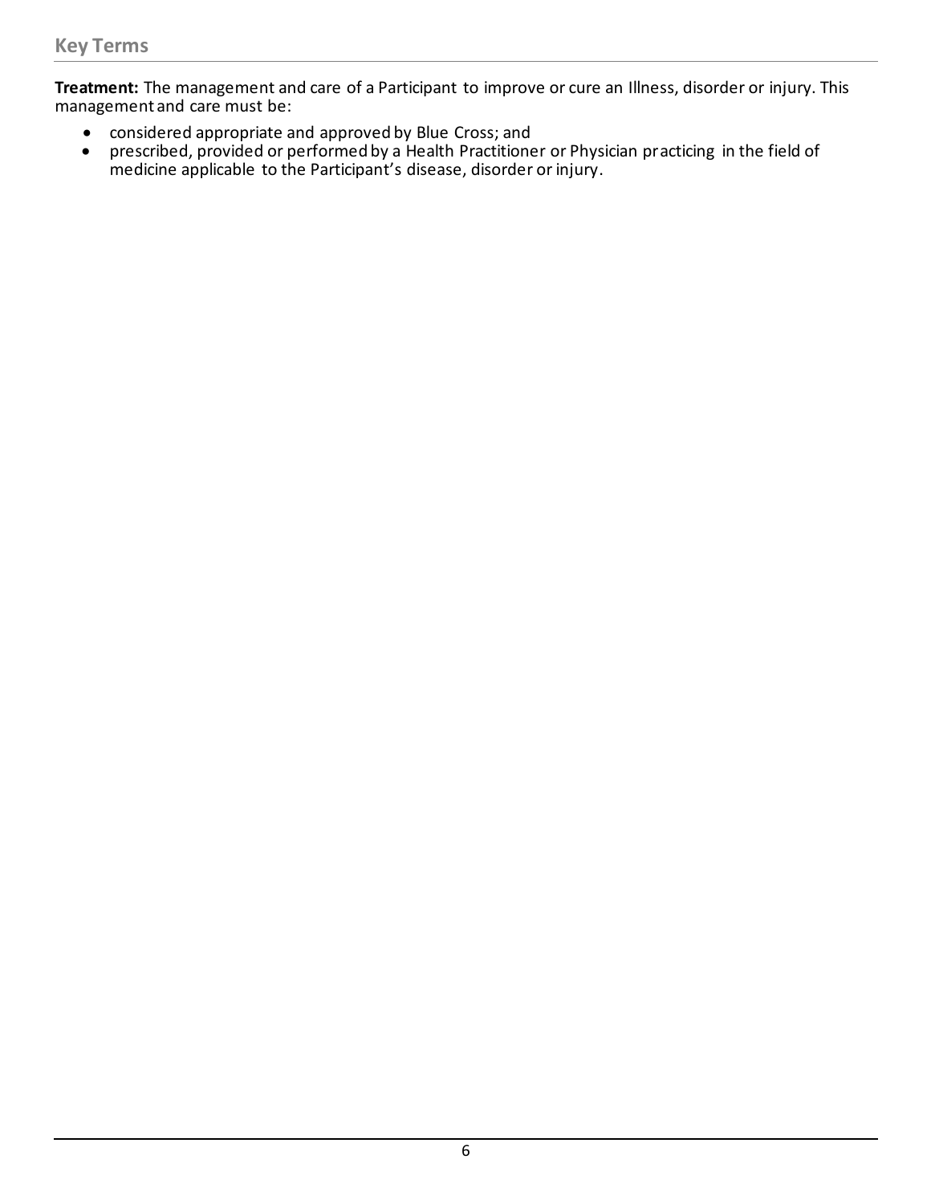## Key Terms

**Treatment:** The management and care of a Participant to improve or cure an Illness, disorder or injury. This management and care must be:

- considered appropriate and approved by Blue Cross; and
- prescribed, provided or performed by a Health Practitioner or Physician practicing in the field of medicine applicable to the Participant's disease, disorder or injury.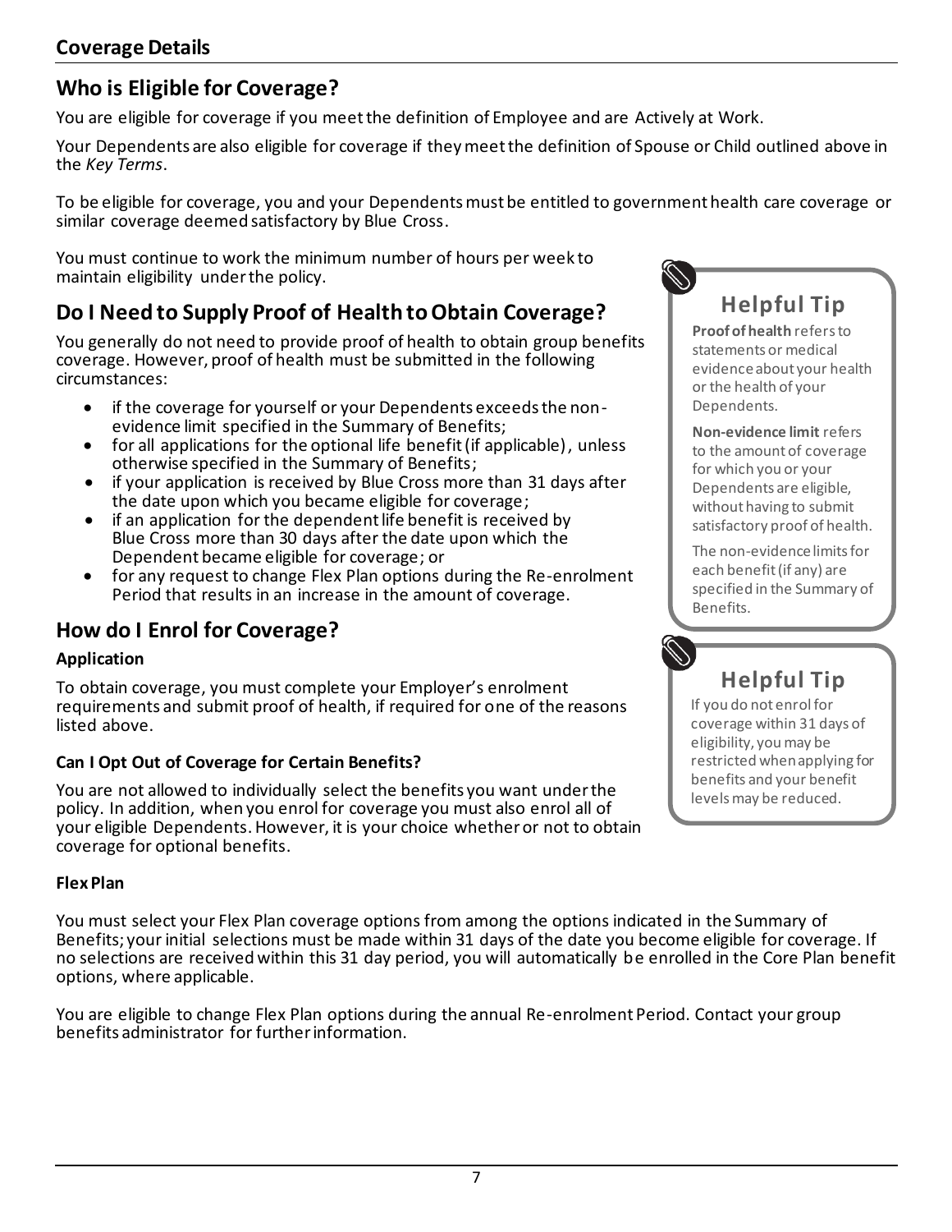## Coverage Details

### Who is Eligible for Coverage?

You are eligible for coverage if you meet the definition of Employee and are Actively at Work.

Your Dependents are also eligible for coverage if they meet the definition of Spouse or Child outlined above in the *Key Terms*.

To be eligible for coverage, you and your Dependents must be entitled to government health care coverage or similar coverage deemed satisfactory by Blue Cross.

You must continue to work the minimum number of hours per week to maintain eligibility under the policy.

### Do I Need to Supply Proof of Health to Obtain Coverage?

You generally do not need to provide proof of health to obtain group benefits coverage. However, proof of health must be submitted in the following circumstances:

- if the coverage for yourself or your Dependents exceeds the non-evidence limit specified in the Summary of Benefits;
- for all applications for the optional life benefit (if applicable), unless otherwise specified in the Summary of Benefits;
- if your application is received by Blue Cross more than 31 days after the date upon which you became eligible for coverage;
- if an application for the dependent life benefit is received by Blue Cross more than 30 days after the date upon which the Dependent became eligible for coverage; or
- for any request to change Flex Plan options during the Re-enrolment Period that results in an increase in the amount of coverage.

> **Helpful Tip**
>
> **Proof of health** refers to statements or medical evidence about your health or the health of your Dependents.
>
> **Non-evidence limit** refers to the amount of coverage for which you or your Dependents are eligible, without having to submit satisfactory proof of health.
>
> The non-evidence limits for each benefit (if any) are specified in the Summary of Benefits.

### How do I Enrol for Coverage?

**Application**

To obtain coverage, you must complete your Employer's enrolment requirements and submit proof of health, if required for one of the reasons listed above.

**Can I Opt Out of Coverage for Certain Benefits?**

You are not allowed to individually select the benefits you want under the policy. In addition, when you enrol for coverage you must also enrol all of your eligible Dependents. However, it is your choice whether or not to obtain coverage for optional benefits.

> **Helpful Tip**
>
> If you do not enrol for coverage within 31 days of eligibility, you may be restricted when applying for benefits and your benefit levels may be reduced.

**Flex Plan**

You must select your Flex Plan coverage options from among the options indicated in the Summary of Benefits; your initial selections must be made within 31 days of the date you become eligible for coverage. If no selections are received within this 31 day period, you will automatically be enrolled in the Core Plan benefit options, where applicable.

You are eligible to change Flex Plan options during the annual Re-enrolment Period. Contact your group benefits administrator for further information.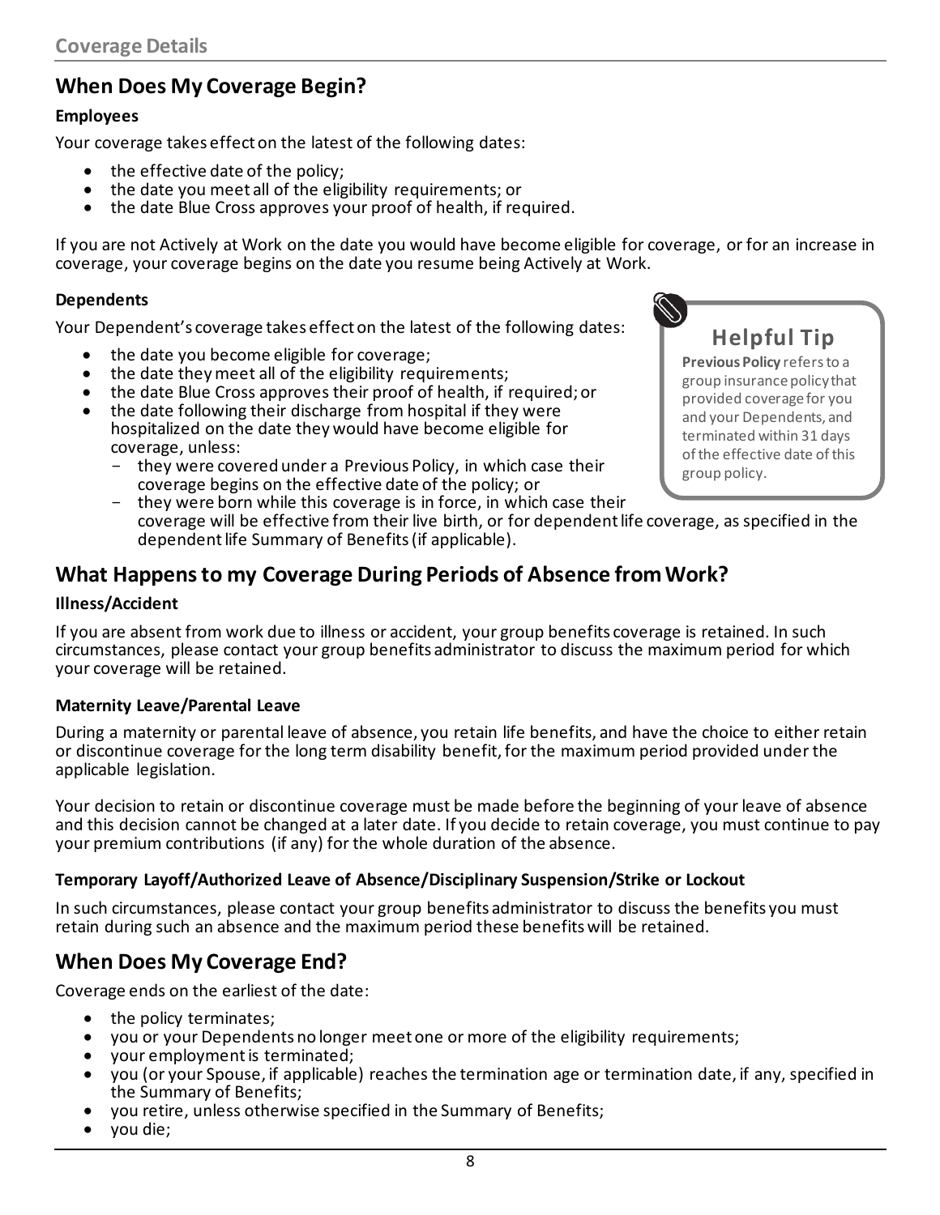## Coverage Details

## When Does My Coverage Begin?

**Employees**

Your coverage takes effect on the latest of the following dates:

- the effective date of the policy;
- the date you meet all of the eligibility requirements; or
- the date Blue Cross approves your proof of health, if required.

If you are not Actively at Work on the date you would have become eligible for coverage, or for an increase in coverage, your coverage begins on the date you resume being Actively at Work.

**Dependents**

Your Dependent's coverage takes effect on the latest of the following dates:

- the date you become eligible for coverage;
- the date they meet all of the eligibility requirements;
- the date Blue Cross approves their proof of health, if required; or
- the date following their discharge from hospital if they were hospitalized on the date they would have become eligible for coverage, unless:
  - they were covered under a Previous Policy, in which case their coverage begins on the effective date of the policy; or
  - they were born while this coverage is in force, in which case their coverage will be effective from their live birth, or for dependent life coverage, as specified in the dependent life Summary of Benefits (if applicable).

> **Helpful Tip**
>
> **Previous Policy** refers to a group insurance policy that provided coverage for you and your Dependents, and terminated within 31 days of the effective date of this group policy.

## What Happens to my Coverage During Periods of Absence from Work?

**Illness/Accident**

If you are absent from work due to illness or accident, your group benefits coverage is retained. In such circumstances, please contact your group benefits administrator to discuss the maximum period for which your coverage will be retained.

**Maternity Leave/Parental Leave**

During a maternity or parental leave of absence, you retain life benefits, and have the choice to either retain or discontinue coverage for the long term disability benefit, for the maximum period provided under the applicable legislation.

Your decision to retain or discontinue coverage must be made before the beginning of your leave of absence and this decision cannot be changed at a later date. If you decide to retain coverage, you must continue to pay your premium contributions (if any) for the whole duration of the absence.

**Temporary Layoff/Authorized Leave of Absence/Disciplinary Suspension/Strike or Lockout**

In such circumstances, please contact your group benefits administrator to discuss the benefits you must retain during such an absence and the maximum period these benefits will be retained.

## When Does My Coverage End?

Coverage ends on the earliest of the date:

- the policy terminates;
- you or your Dependents no longer meet one or more of the eligibility requirements;
- your employment is terminated;
- you (or your Spouse, if applicable) reaches the termination age or termination date, if any, specified in the Summary of Benefits;
- you retire, unless otherwise specified in the Summary of Benefits;
- you die;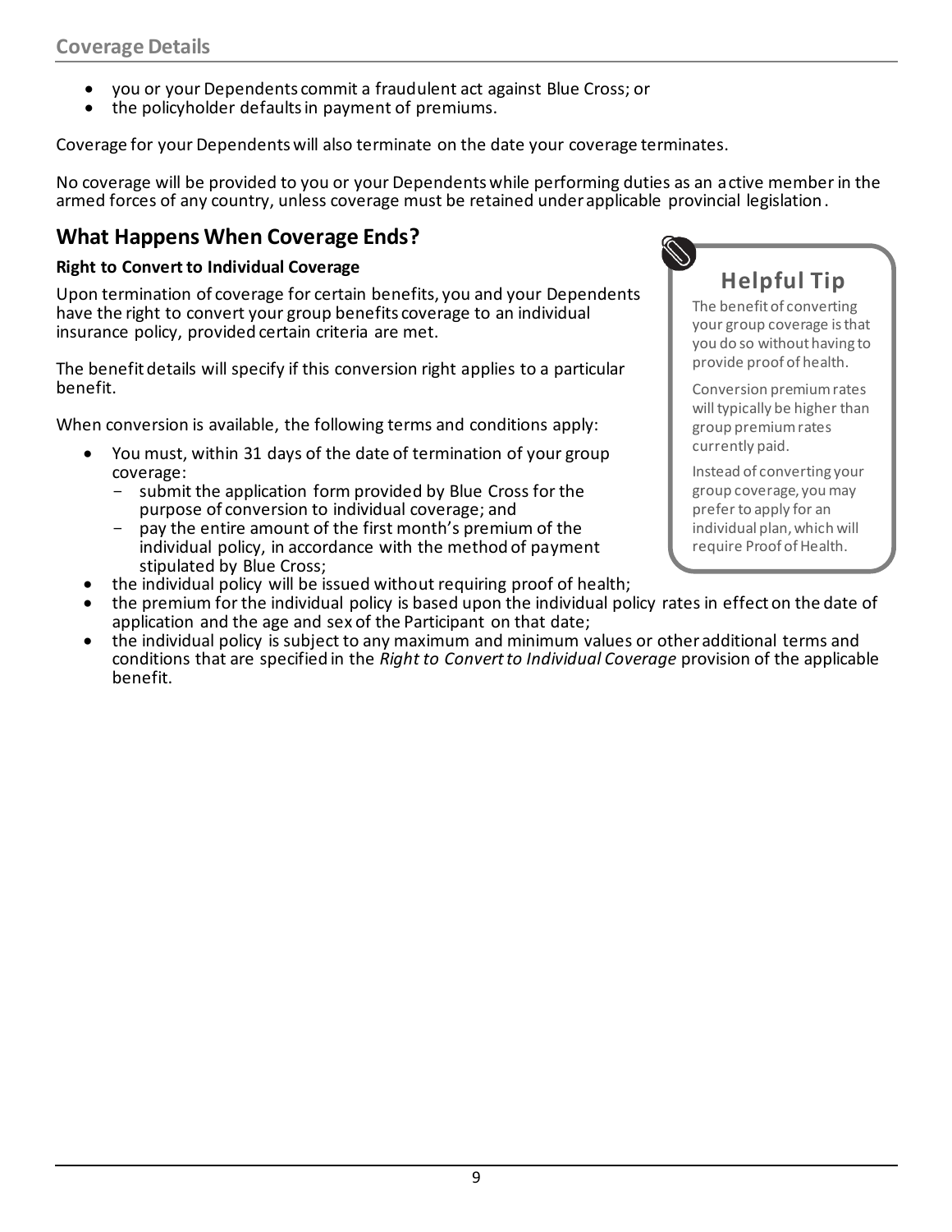- you or your Dependents commit a fraudulent act against Blue Cross; or
- the policyholder defaults in payment of premiums.

Coverage for your Dependents will also terminate on the date your coverage terminates.

No coverage will be provided to you or your Dependents while performing duties as an active member in the armed forces of any country, unless coverage must be retained under applicable provincial legislation.

## What Happens When Coverage Ends?

**Right to Convert to Individual Coverage**

Upon termination of coverage for certain benefits, you and your Dependents have the right to convert your group benefits coverage to an individual insurance policy, provided certain criteria are met.

The benefit details will specify if this conversion right applies to a particular benefit.

When conversion is available, the following terms and conditions apply:

- You must, within 31 days of the date of termination of your group coverage:
  - submit the application form provided by Blue Cross for the purpose of conversion to individual coverage; and
  - pay the entire amount of the first month's premium of the individual policy, in accordance with the method of payment stipulated by Blue Cross;
- the individual policy will be issued without requiring proof of health;
- the premium for the individual policy is based upon the individual policy rates in effect on the date of application and the age and sex of the Participant on that date;
- the individual policy is subject to any maximum and minimum values or other additional terms and conditions that are specified in the *Right to Convert to Individual Coverage* provision of the applicable benefit.

> **Helpful Tip**
>
> The benefit of converting your group coverage is that you do so without having to provide proof of health.
>
> Conversion premium rates will typically be higher than group premium rates currently paid.
>
> Instead of converting your group coverage, you may prefer to apply for an individual plan, which will require Proof of Health.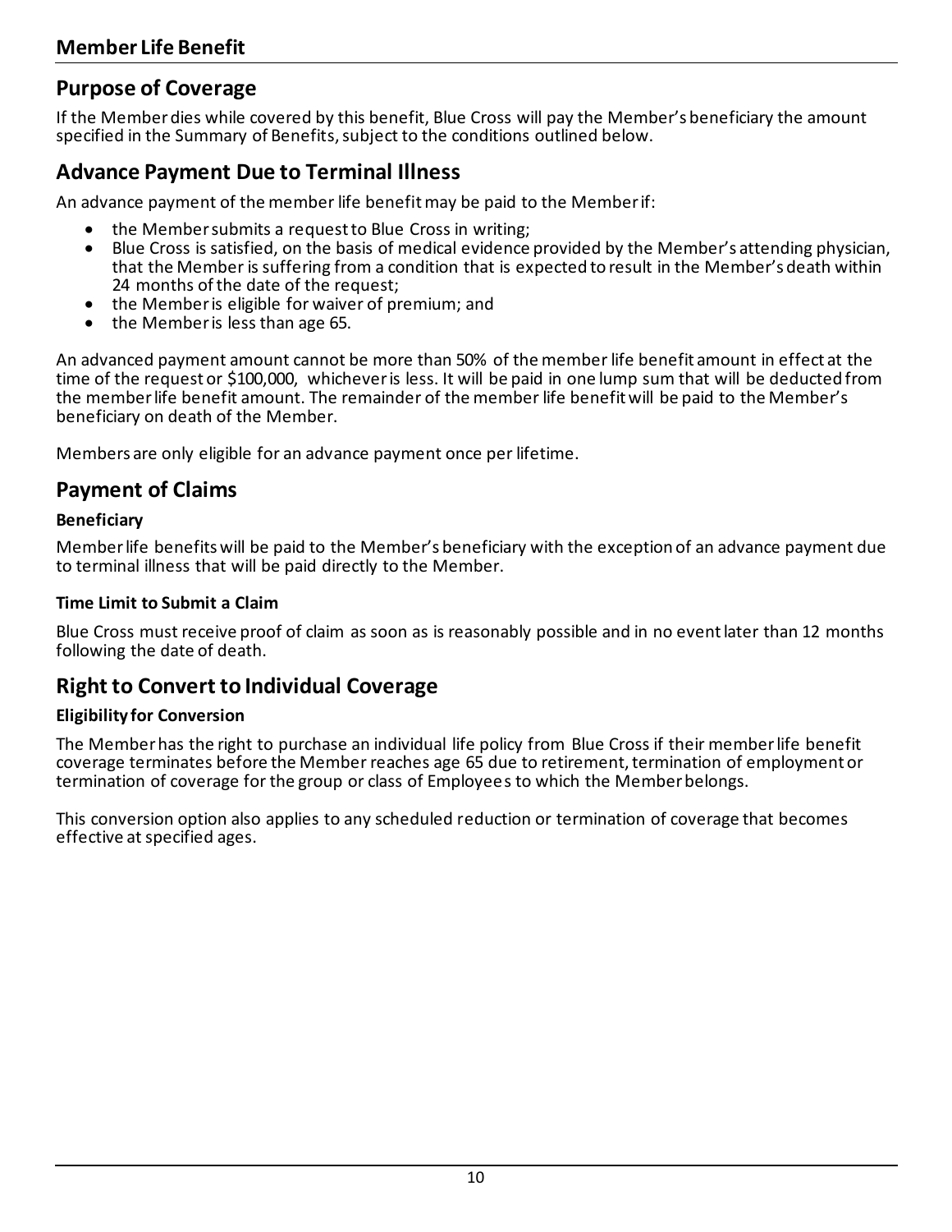# Member Life Benefit

## Purpose of Coverage

If the Member dies while covered by this benefit, Blue Cross will pay the Member's beneficiary the amount specified in the Summary of Benefits, subject to the conditions outlined below.

## Advance Payment Due to Terminal Illness

An advance payment of the member life benefit may be paid to the Member if:

- the Member submits a request to Blue Cross in writing;
- Blue Cross is satisfied, on the basis of medical evidence provided by the Member's attending physician, that the Member is suffering from a condition that is expected to result in the Member's death within 24 months of the date of the request;
- the Member is eligible for waiver of premium; and
- the Member is less than age 65.

An advanced payment amount cannot be more than 50% of the member life benefit amount in effect at the time of the request or $100,000, whichever is less. It will be paid in one lump sum that will be deducted from the member life benefit amount. The remainder of the member life benefit will be paid to the Member's beneficiary on death of the Member.

Members are only eligible for an advance payment once per lifetime.

## Payment of Claims

### Beneficiary

Member life benefits will be paid to the Member's beneficiary with the exception of an advance payment due to terminal illness that will be paid directly to the Member.

### Time Limit to Submit a Claim

Blue Cross must receive proof of claim as soon as is reasonably possible and in no event later than 12 months following the date of death.

## Right to Convert to Individual Coverage

### Eligibility for Conversion

The Member has the right to purchase an individual life policy from Blue Cross if their member life benefit coverage terminates before the Member reaches age 65 due to retirement, termination of employment or termination of coverage for the group or class of Employees to which the Member belongs.

This conversion option also applies to any scheduled reduction or termination of coverage that becomes effective at specified ages.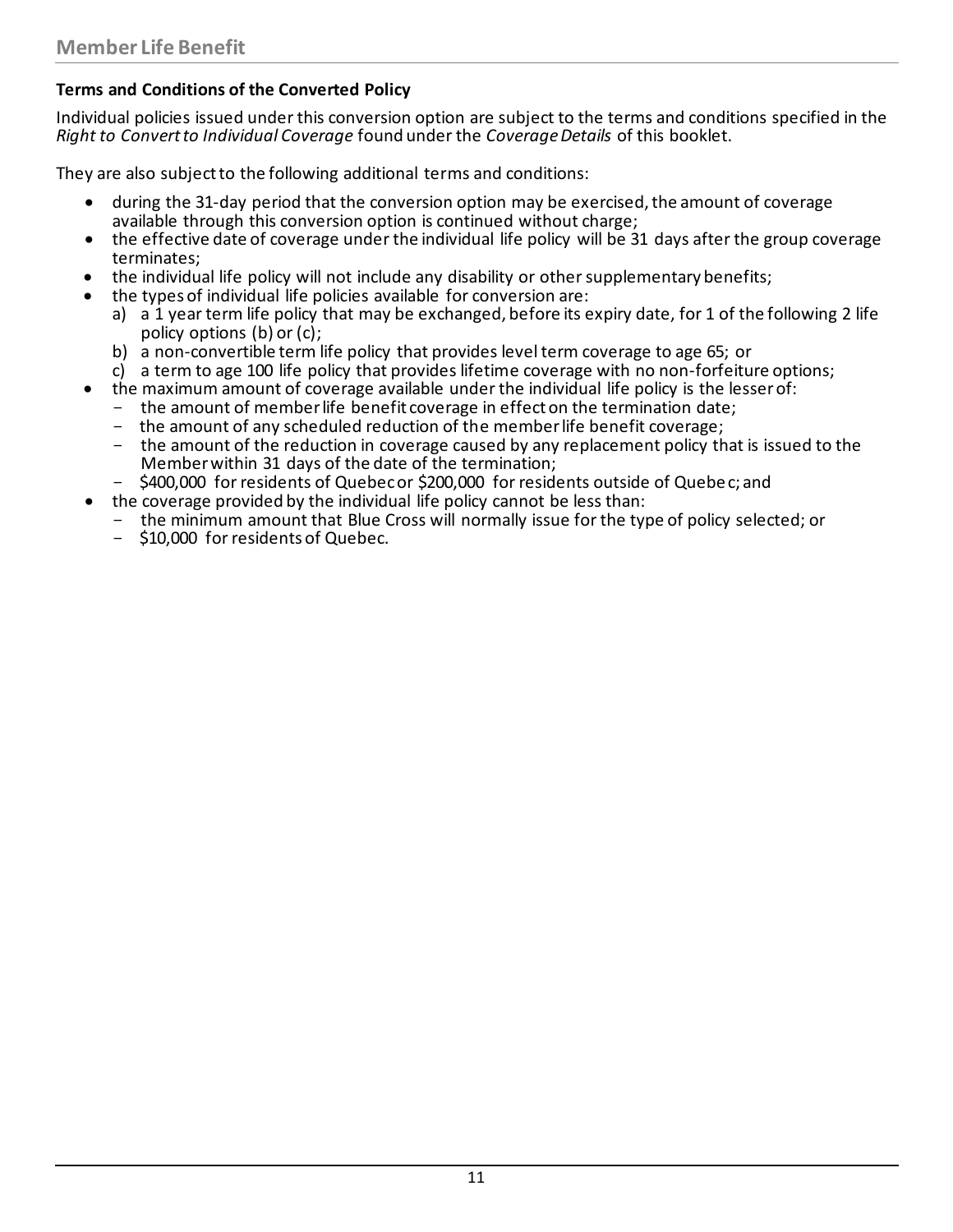## Terms and Conditions of the Converted Policy

Individual policies issued under this conversion option are subject to the terms and conditions specified in the *Right to Convert to Individual Coverage* found under the *Coverage Details* of this booklet.

They are also subject to the following additional terms and conditions:

- during the 31-day period that the conversion option may be exercised, the amount of coverage available through this conversion option is continued without charge;
- the effective date of coverage under the individual life policy will be 31 days after the group coverage terminates;
- the individual life policy will not include any disability or other supplementary benefits;
- the types of individual life policies available for conversion are:
  a) a 1 year term life policy that may be exchanged, before its expiry date, for 1 of the following 2 life policy options (b) or (c);
  b) a non-convertible term life policy that provides level term coverage to age 65; or
  c) a term to age 100 life policy that provides lifetime coverage with no non-forfeiture options;
- the maximum amount of coverage available under the individual life policy is the lesser of:
  - the amount of member life benefit coverage in effect on the termination date;
  - the amount of any scheduled reduction of the member life benefit coverage;
  - the amount of the reduction in coverage caused by any replacement policy that is issued to the Member within 31 days of the date of the termination;
  - $400,000 for residents of Quebec or $200,000 for residents outside of Quebec; and
- the coverage provided by the individual life policy cannot be less than:
  - the minimum amount that Blue Cross will normally issue for the type of policy selected; or
  - $10,000 for residents of Quebec.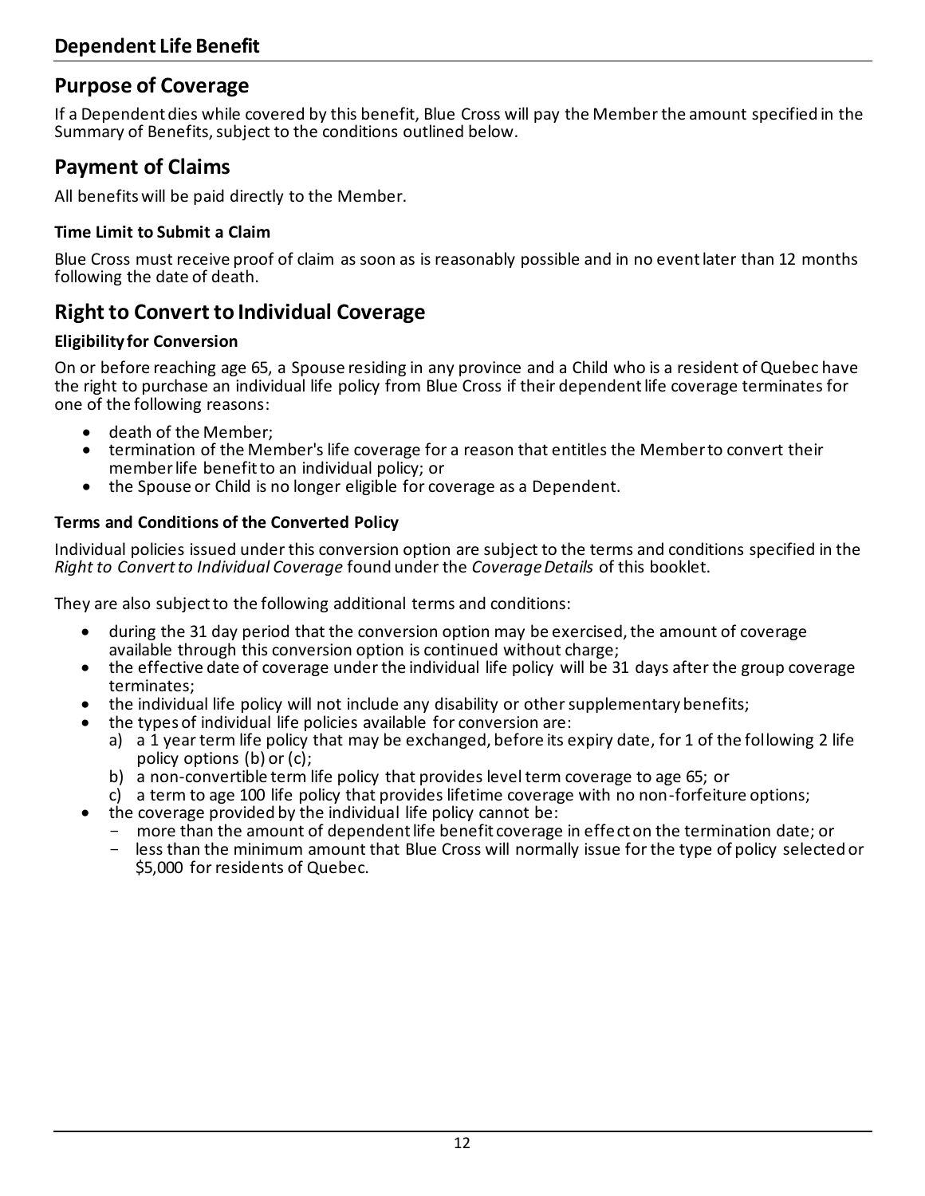# Dependent Life Benefit

## Purpose of Coverage

If a Dependent dies while covered by this benefit, Blue Cross will pay the Member the amount specified in the Summary of Benefits, subject to the conditions outlined below.

## Payment of Claims

All benefits will be paid directly to the Member.

### Time Limit to Submit a Claim

Blue Cross must receive proof of claim as soon as is reasonably possible and in no event later than 12 months following the date of death.

## Right to Convert to Individual Coverage

### Eligibility for Conversion

On or before reaching age 65, a Spouse residing in any province and a Child who is a resident of Quebec have the right to purchase an individual life policy from Blue Cross if their dependent life coverage terminates for one of the following reasons:

- death of the Member;
- termination of the Member's life coverage for a reason that entitles the Member to convert their member life benefit to an individual policy; or
- the Spouse or Child is no longer eligible for coverage as a Dependent.

### Terms and Conditions of the Converted Policy

Individual policies issued under this conversion option are subject to the terms and conditions specified in the *Right to Convert to Individual Coverage* found under the *Coverage Details* of this booklet.

They are also subject to the following additional terms and conditions:

- during the 31 day period that the conversion option may be exercised, the amount of coverage available through this conversion option is continued without charge;
- the effective date of coverage under the individual life policy will be 31 days after the group coverage terminates;
- the individual life policy will not include any disability or other supplementary benefits;
- the types of individual life policies available for conversion are:
  a) a 1 year term life policy that may be exchanged, before its expiry date, for 1 of the following 2 life policy options (b) or (c);
  b) a non-convertible term life policy that provides level term coverage to age 65; or
  c) a term to age 100 life policy that provides lifetime coverage with no non-forfeiture options;
- the coverage provided by the individual life policy cannot be:
  - more than the amount of dependent life benefit coverage in effect on the termination date; or
  - less than the minimum amount that Blue Cross will normally issue for the type of policy selected or $5,000 for residents of Quebec.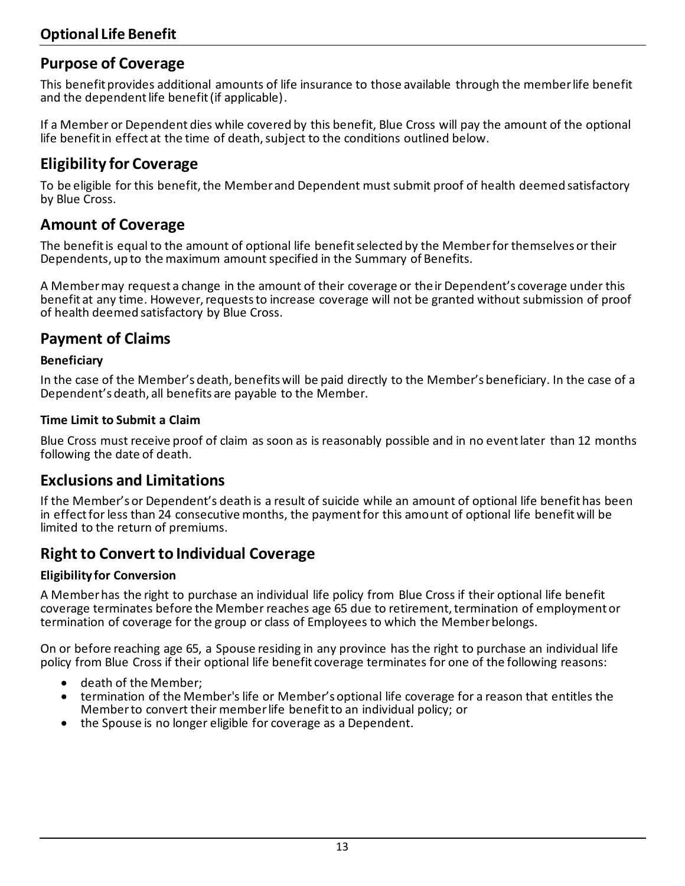# Optional Life Benefit

## Purpose of Coverage

This benefit provides additional amounts of life insurance to those available through the member life benefit and the dependent life benefit (if applicable).

If a Member or Dependent dies while covered by this benefit, Blue Cross will pay the amount of the optional life benefit in effect at the time of death, subject to the conditions outlined below.

## Eligibility for Coverage

To be eligible for this benefit, the Member and Dependent must submit proof of health deemed satisfactory by Blue Cross.

## Amount of Coverage

The benefit is equal to the amount of optional life benefit selected by the Member for themselves or their Dependents, up to the maximum amount specified in the Summary of Benefits.

A Member may request a change in the amount of their coverage or their Dependent's coverage under this benefit at any time. However, requests to increase coverage will not be granted without submission of proof of health deemed satisfactory by Blue Cross.

## Payment of Claims

### Beneficiary

In the case of the Member's death, benefits will be paid directly to the Member's beneficiary. In the case of a Dependent's death, all benefits are payable to the Member.

### Time Limit to Submit a Claim

Blue Cross must receive proof of claim as soon as is reasonably possible and in no event later than 12 months following the date of death.

## Exclusions and Limitations

If the Member's or Dependent's death is a result of suicide while an amount of optional life benefit has been in effect for less than 24 consecutive months, the payment for this amount of optional life benefit will be limited to the return of premiums.

## Right to Convert to Individual Coverage

### Eligibility for Conversion

A Member has the right to purchase an individual life policy from Blue Cross if their optional life benefit coverage terminates before the Member reaches age 65 due to retirement, termination of employment or termination of coverage for the group or class of Employees to which the Member belongs.

On or before reaching age 65, a Spouse residing in any province has the right to purchase an individual life policy from Blue Cross if their optional life benefit coverage terminates for one of the following reasons:

- death of the Member;
- termination of the Member's life or Member's optional life coverage for a reason that entitles the Member to convert their member life benefit to an individual policy; or
- the Spouse is no longer eligible for coverage as a Dependent.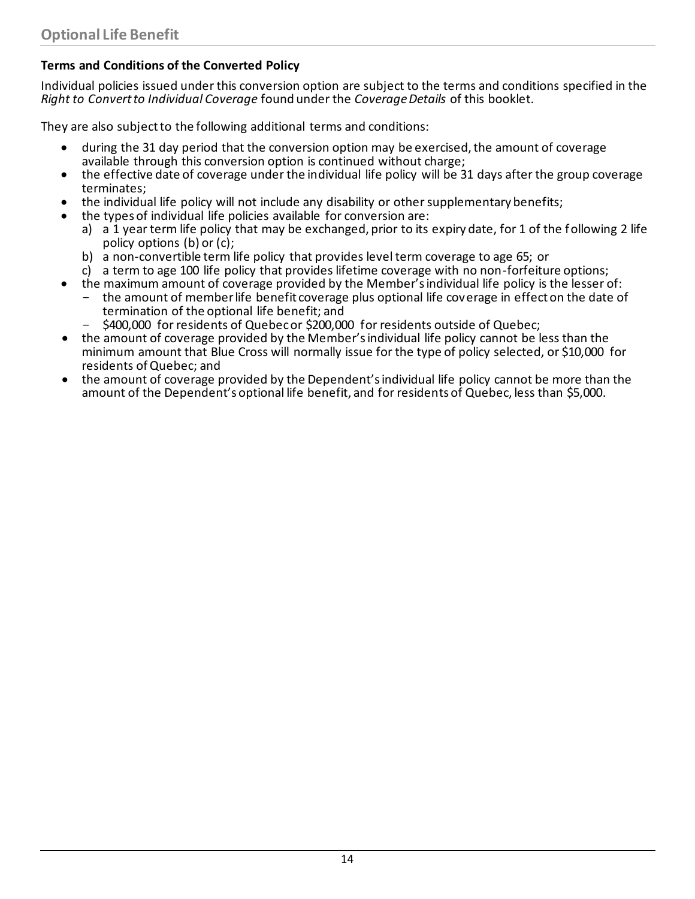## Optional Life Benefit

**Terms and Conditions of the Converted Policy**

Individual policies issued under this conversion option are subject to the terms and conditions specified in the *Right to Convert to Individual Coverage* found under the *Coverage Details* of this booklet.

They are also subject to the following additional terms and conditions:

- during the 31 day period that the conversion option may be exercised, the amount of coverage available through this conversion option is continued without charge;
- the effective date of coverage under the individual life policy will be 31 days after the group coverage terminates;
- the individual life policy will not include any disability or other supplementary benefits;
- the types of individual life policies available for conversion are:
  a) a 1 year term life policy that may be exchanged, prior to its expiry date, for 1 of the following 2 life policy options (b) or (c);
  b) a non-convertible term life policy that provides level term coverage to age 65; or
  c) a term to age 100 life policy that provides lifetime coverage with no non-forfeiture options;
- the maximum amount of coverage provided by the Member's individual life policy is the lesser of:
  - the amount of member life benefit coverage plus optional life coverage in effect on the date of termination of the optional life benefit; and
  - $400,000 for residents of Quebec or $200,000 for residents outside of Quebec;
- the amount of coverage provided by the Member's individual life policy cannot be less than the minimum amount that Blue Cross will normally issue for the type of policy selected, or $10,000 for residents of Quebec; and
- the amount of coverage provided by the Dependent's individual life policy cannot be more than the amount of the Dependent's optional life benefit, and for residents of Quebec, less than $5,000.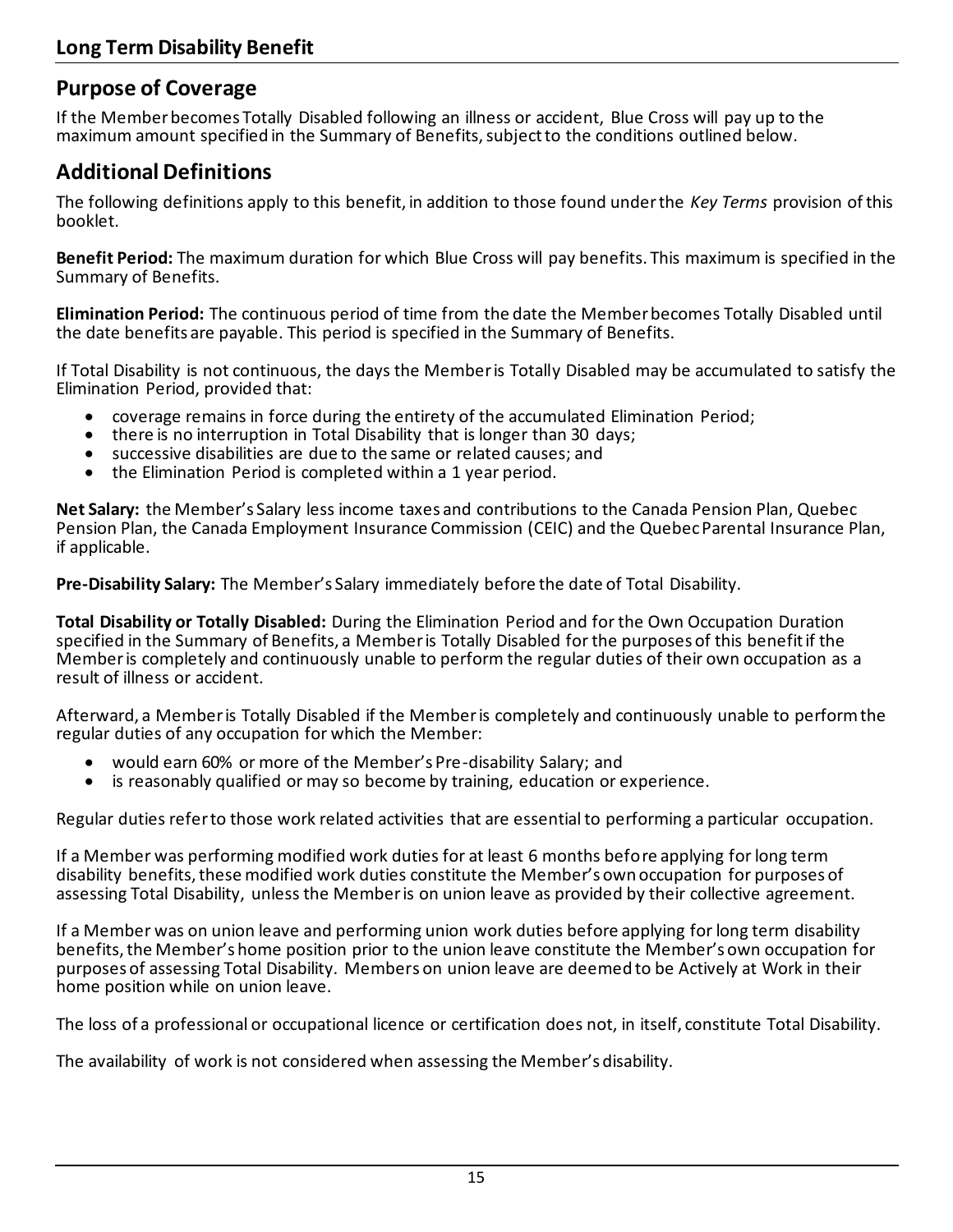# Long Term Disability Benefit

## Purpose of Coverage

If the Member becomes Totally Disabled following an illness or accident, Blue Cross will pay up to the maximum amount specified in the Summary of Benefits, subject to the conditions outlined below.

## Additional Definitions

The following definitions apply to this benefit, in addition to those found under the *Key Terms* provision of this booklet.

**Benefit Period:** The maximum duration for which Blue Cross will pay benefits. This maximum is specified in the Summary of Benefits.

**Elimination Period:** The continuous period of time from the date the Member becomes Totally Disabled until the date benefits are payable. This period is specified in the Summary of Benefits.

If Total Disability is not continuous, the days the Member is Totally Disabled may be accumulated to satisfy the Elimination Period, provided that:

- coverage remains in force during the entirety of the accumulated Elimination Period;
- there is no interruption in Total Disability that is longer than 30 days;
- successive disabilities are due to the same or related causes; and
- the Elimination Period is completed within a 1 year period.

**Net Salary:** the Member's Salary less income taxes and contributions to the Canada Pension Plan, Quebec Pension Plan, the Canada Employment Insurance Commission (CEIC) and the Quebec Parental Insurance Plan, if applicable.

**Pre-Disability Salary:** The Member's Salary immediately before the date of Total Disability.

**Total Disability or Totally Disabled:** During the Elimination Period and for the Own Occupation Duration specified in the Summary of Benefits, a Member is Totally Disabled for the purposes of this benefit if the Member is completely and continuously unable to perform the regular duties of their own occupation as a result of illness or accident.

Afterward, a Member is Totally Disabled if the Member is completely and continuously unable to perform the regular duties of any occupation for which the Member:

- would earn 60% or more of the Member's Pre-disability Salary; and
- is reasonably qualified or may so become by training, education or experience.

Regular duties refer to those work related activities that are essential to performing a particular occupation.

If a Member was performing modified work duties for at least 6 months before applying for long term disability benefits, these modified work duties constitute the Member's own occupation for purposes of assessing Total Disability, unless the Member is on union leave as provided by their collective agreement.

If a Member was on union leave and performing union work duties before applying for long term disability benefits, the Member's home position prior to the union leave constitute the Member's own occupation for purposes of assessing Total Disability. Members on union leave are deemed to be Actively at Work in their home position while on union leave.

The loss of a professional or occupational licence or certification does not, in itself, constitute Total Disability.

The availability of work is not considered when assessing the Member's disability.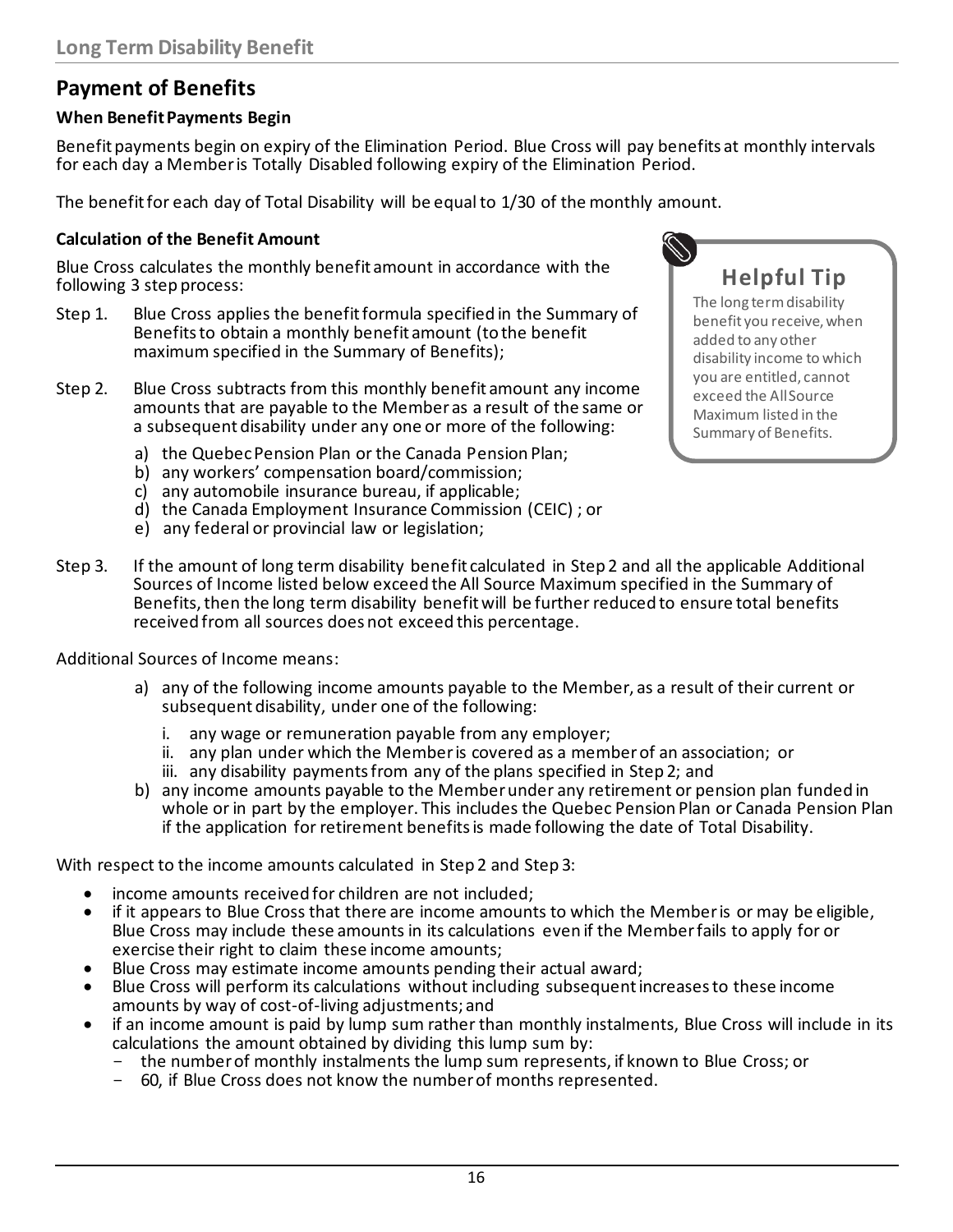## Payment of Benefits

### When Benefit Payments Begin

Benefit payments begin on expiry of the Elimination Period. Blue Cross will pay benefits at monthly intervals for each day a Member is Totally Disabled following expiry of the Elimination Period.

The benefit for each day of Total Disability will be equal to 1/30 of the monthly amount.

### Calculation of the Benefit Amount

Blue Cross calculates the monthly benefit amount in accordance with the following 3 step process:

Step 1. Blue Cross applies the benefit formula specified in the Summary of Benefits to obtain a monthly benefit amount (to the benefit maximum specified in the Summary of Benefits);

Step 2. Blue Cross subtracts from this monthly benefit amount any income amounts that are payable to the Member as a result of the same or a subsequent disability under any one or more of the following:

a) the Quebec Pension Plan or the Canada Pension Plan;
b) any workers' compensation board/commission;
c) any automobile insurance bureau, if applicable;
d) the Canada Employment Insurance Commission (CEIC) ; or
e) any federal or provincial law or legislation;

> **Helpful Tip**
>
> The long term disability benefit you receive, when added to any other disability income to which you are entitled, cannot exceed the All Source Maximum listed in the Summary of Benefits.

Step 3. If the amount of long term disability benefit calculated in Step 2 and all the applicable Additional Sources of Income listed below exceed the All Source Maximum specified in the Summary of Benefits, then the long term disability benefit will be further reduced to ensure total benefits received from all sources does not exceed this percentage.

Additional Sources of Income means:

a) any of the following income amounts payable to the Member, as a result of their current or subsequent disability, under one of the following:
   i. any wage or remuneration payable from any employer;
   ii. any plan under which the Member is covered as a member of an association; or
   iii. any disability payments from any of the plans specified in Step 2; and
b) any income amounts payable to the Member under any retirement or pension plan funded in whole or in part by the employer. This includes the Quebec Pension Plan or Canada Pension Plan if the application for retirement benefits is made following the date of Total Disability.

With respect to the income amounts calculated in Step 2 and Step 3:

- income amounts received for children are not included;
- if it appears to Blue Cross that there are income amounts to which the Member is or may be eligible, Blue Cross may include these amounts in its calculations even if the Member fails to apply for or exercise their right to claim these income amounts;
- Blue Cross may estimate income amounts pending their actual award;
- Blue Cross will perform its calculations without including subsequent increases to these income amounts by way of cost-of-living adjustments; and
- if an income amount is paid by lump sum rather than monthly instalments, Blue Cross will include in its calculations the amount obtained by dividing this lump sum by:
  - the number of monthly instalments the lump sum represents, if known to Blue Cross; or
  - 60, if Blue Cross does not know the number of months represented.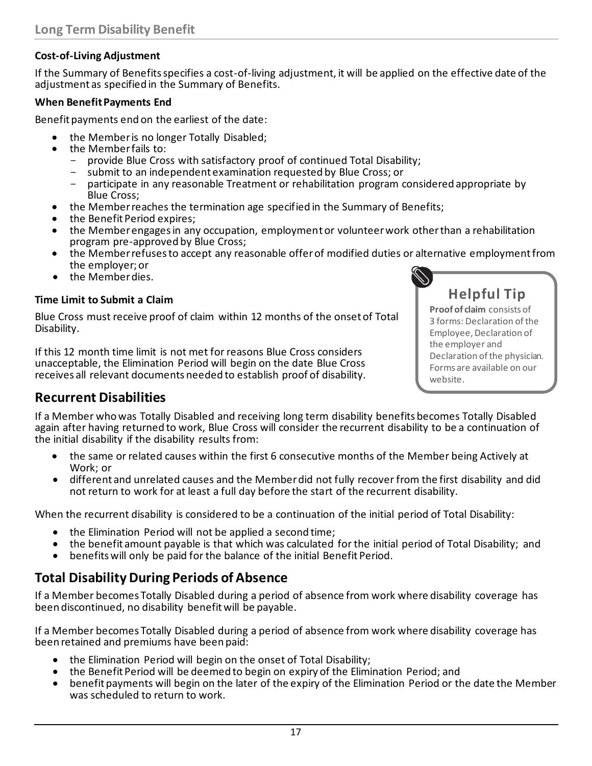## Long Term Disability Benefit

**Cost-of-Living Adjustment**

If the Summary of Benefits specifies a cost-of-living adjustment, it will be applied on the effective date of the adjustment as specified in the Summary of Benefits.

**When Benefit Payments End**

Benefit payments end on the earliest of the date:

- the Member is no longer Totally Disabled;
- the Member fails to:
  - provide Blue Cross with satisfactory proof of continued Total Disability;
  - submit to an independent examination requested by Blue Cross; or
  - participate in any reasonable Treatment or rehabilitation program considered appropriate by Blue Cross;
- the Member reaches the termination age specified in the Summary of Benefits;
- the Benefit Period expires;
- the Member engages in any occupation, employment or volunteer work other than a rehabilitation program pre-approved by Blue Cross;
- the Member refuses to accept any reasonable offer of modified duties or alternative employment from the employer; or
- the Member dies.

**Time Limit to Submit a Claim**

Blue Cross must receive proof of claim within 12 months of the onset of Total Disability.

If this 12 month time limit is not met for reasons Blue Cross considers unacceptable, the Elimination Period will begin on the date Blue Cross receives all relevant documents needed to establish proof of disability.

> **Helpful Tip**
>
> **Proof of claim** consists of 3 forms: Declaration of the Employee, Declaration of the employer and Declaration of the physician. Forms are available on our website.

## Recurrent Disabilities

If a Member who was Totally Disabled and receiving long term disability benefits becomes Totally Disabled again after having returned to work, Blue Cross will consider the recurrent disability to be a continuation of the initial disability if the disability results from:

- the same or related causes within the first 6 consecutive months of the Member being Actively at Work; or
- different and unrelated causes and the Member did not fully recover from the first disability and did not return to work for at least a full day before the start of the recurrent disability.

When the recurrent disability is considered to be a continuation of the initial period of Total Disability:

- the Elimination Period will not be applied a second time;
- the benefit amount payable is that which was calculated for the initial period of Total Disability; and
- benefits will only be paid for the balance of the initial Benefit Period.

## Total Disability During Periods of Absence

If a Member becomes Totally Disabled during a period of absence from work where disability coverage has been discontinued, no disability benefit will be payable.

If a Member becomes Totally Disabled during a period of absence from work where disability coverage has been retained and premiums have been paid:

- the Elimination Period will begin on the onset of Total Disability;
- the Benefit Period will be deemed to begin on expiry of the Elimination Period; and
- benefit payments will begin on the later of the expiry of the Elimination Period or the date the Member was scheduled to return to work.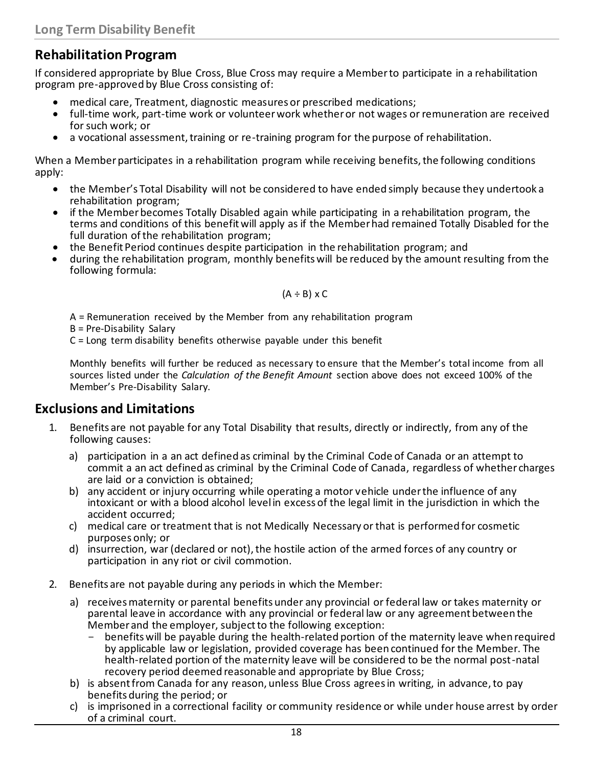## Rehabilitation Program

If considered appropriate by Blue Cross, Blue Cross may require a Member to participate in a rehabilitation program pre-approved by Blue Cross consisting of:

- medical care, Treatment, diagnostic measures or prescribed medications;
- full-time work, part-time work or volunteer work whether or not wages or remuneration are received for such work; or
- a vocational assessment, training or re-training program for the purpose of rehabilitation.

When a Member participates in a rehabilitation program while receiving benefits, the following conditions apply:

- the Member's Total Disability will not be considered to have ended simply because they undertook a rehabilitation program;
- if the Member becomes Totally Disabled again while participating in a rehabilitation program, the terms and conditions of this benefit will apply as if the Member had remained Totally Disabled for the full duration of the rehabilitation program;
- the Benefit Period continues despite participation in the rehabilitation program; and
- during the rehabilitation program, monthly benefits will be reduced by the amount resulting from the following formula:

$$(A \div B) \times C$$

A = Remuneration received by the Member from any rehabilitation program
B = Pre-Disability Salary
C = Long term disability benefits otherwise payable under this benefit

Monthly benefits will further be reduced as necessary to ensure that the Member's total income from all sources listed under the *Calculation of the Benefit Amount* section above does not exceed 100% of the Member's Pre-Disability Salary.

## Exclusions and Limitations

1. Benefits are not payable for any Total Disability that results, directly or indirectly, from any of the following causes:
   a) participation in a an act defined as criminal by the Criminal Code of Canada or an attempt to commit a an act defined as criminal by the Criminal Code of Canada, regardless of whether charges are laid or a conviction is obtained;
   b) any accident or injury occurring while operating a motor vehicle under the influence of any intoxicant or with a blood alcohol level in excess of the legal limit in the jurisdiction in which the accident occurred;
   c) medical care or treatment that is not Medically Necessary or that is performed for cosmetic purposes only; or
   d) insurrection, war (declared or not), the hostile action of the armed forces of any country or participation in any riot or civil commotion.

2. Benefits are not payable during any periods in which the Member:
   a) receives maternity or parental benefits under any provincial or federal law or takes maternity or parental leave in accordance with any provincial or federal law or any agreement between the Member and the employer, subject to the following exception:
      - benefits will be payable during the health-related portion of the maternity leave when required by applicable law or legislation, provided coverage has been continued for the Member. The health-related portion of the maternity leave will be considered to be the normal post-natal recovery period deemed reasonable and appropriate by Blue Cross;
   b) is absent from Canada for any reason, unless Blue Cross agrees in writing, in advance, to pay benefits during the period; or
   c) is imprisoned in a correctional facility or community residence or while under house arrest by order of a criminal court.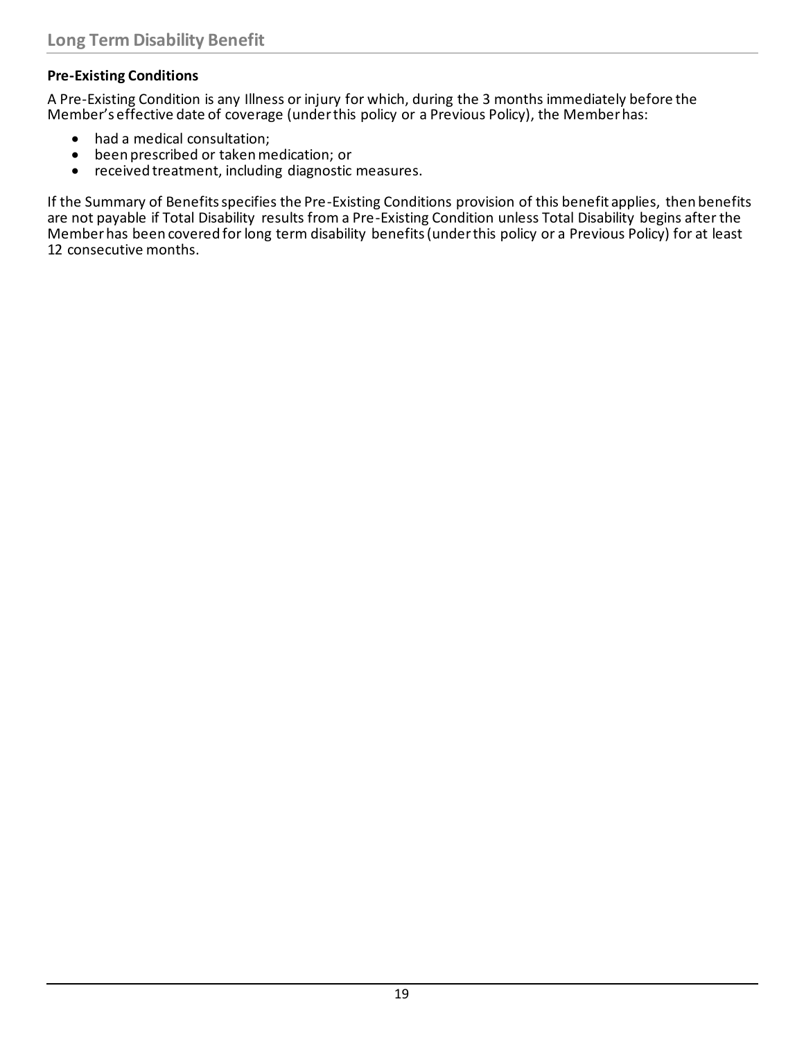## Long Term Disability Benefit

**Pre-Existing Conditions**

A Pre-Existing Condition is any Illness or injury for which, during the 3 months immediately before the Member's effective date of coverage (under this policy or a Previous Policy), the Member has:

- had a medical consultation;
- been prescribed or taken medication; or
- received treatment, including diagnostic measures.

If the Summary of Benefits specifies the Pre-Existing Conditions provision of this benefit applies, then benefits are not payable if Total Disability results from a Pre-Existing Condition unless Total Disability begins after the Member has been covered for long term disability benefits (under this policy or a Previous Policy) for at least 12 consecutive months.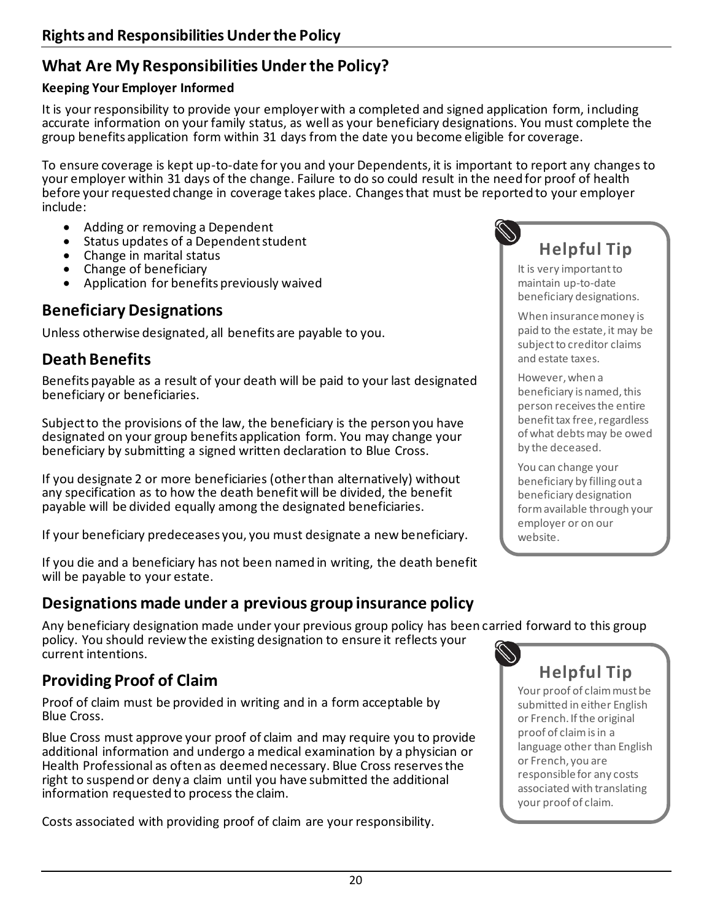## Rights and Responsibilities Under the Policy

## What Are My Responsibilities Under the Policy?

**Keeping Your Employer Informed**

It is your responsibility to provide your employer with a completed and signed application form, including accurate information on your family status, as well as your beneficiary designations. You must complete the group benefits application form within 31 days from the date you become eligible for coverage.

To ensure coverage is kept up-to-date for you and your Dependents, it is important to report any changes to your employer within 31 days of the change. Failure to do so could result in the need for proof of health before your requested change in coverage takes place. Changes that must be reported to your employer include:

- Adding or removing a Dependent
- Status updates of a Dependent student
- Change in marital status
- Change of beneficiary
- Application for benefits previously waived

### Helpful Tip

It is very important to maintain up-to-date beneficiary designations.

When insurance money is paid to the estate, it may be subject to creditor claims and estate taxes.

However, when a beneficiary is named, this person receives the entire benefit tax free, regardless of what debts may be owed by the deceased.

You can change your beneficiary by filling out a beneficiary designation form available through your employer or on our website.

## Beneficiary Designations

Unless otherwise designated, all benefits are payable to you.

## Death Benefits

Benefits payable as a result of your death will be paid to your last designated beneficiary or beneficiaries.

Subject to the provisions of the law, the beneficiary is the person you have designated on your group benefits application form. You may change your beneficiary by submitting a signed written declaration to Blue Cross.

If you designate 2 or more beneficiaries (other than alternatively) without any specification as to how the death benefit will be divided, the benefit payable will be divided equally among the designated beneficiaries.

If your beneficiary predeceases you, you must designate a new beneficiary.

If you die and a beneficiary has not been named in writing, the death benefit will be payable to your estate.

## Designations made under a previous group insurance policy

Any beneficiary designation made under your previous group policy has been carried forward to this group policy. You should review the existing designation to ensure it reflects your current intentions.

## Providing Proof of Claim

Proof of claim must be provided in writing and in a form acceptable by Blue Cross.

Blue Cross must approve your proof of claim and may require you to provide additional information and undergo a medical examination by a physician or Health Professional as often as deemed necessary. Blue Cross reserves the right to suspend or deny a claim until you have submitted the additional information requested to process the claim.

Costs associated with providing proof of claim are your responsibility.

### Helpful Tip

Your proof of claim must be submitted in either English or French. If the original proof of claim is in a language other than English or French, you are responsible for any costs associated with translating your proof of claim.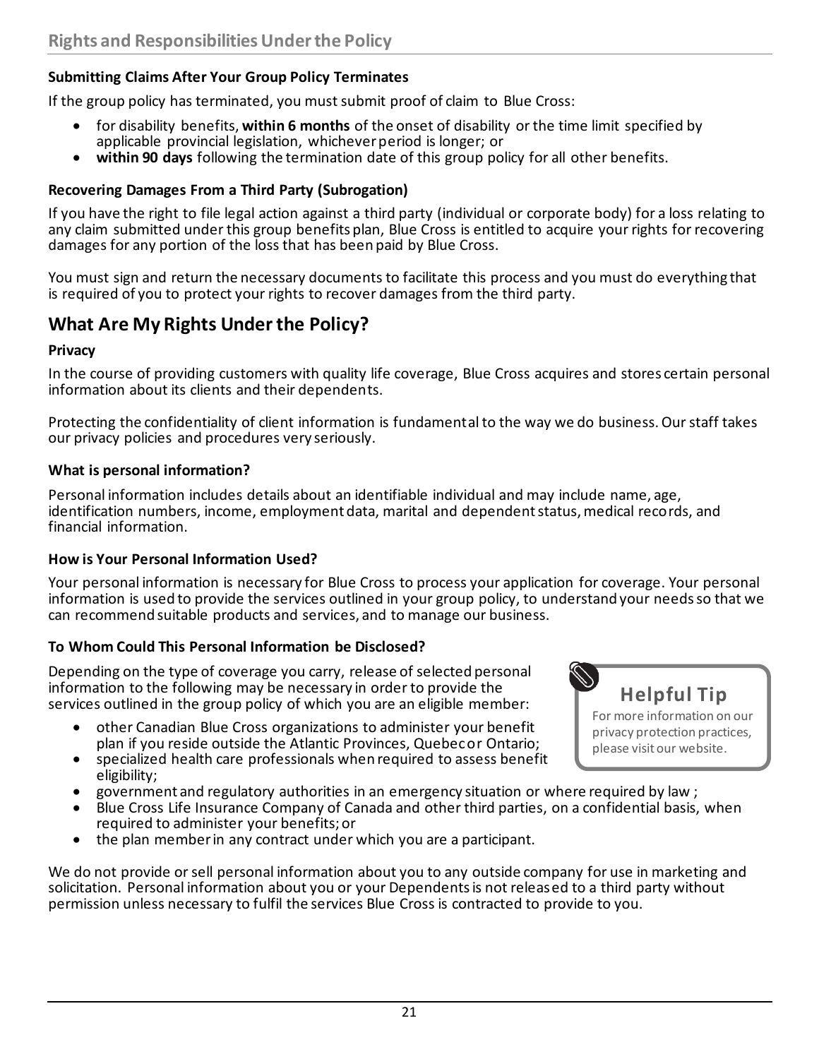## Submitting Claims After Your Group Policy Terminates

If the group policy has terminated, you must submit proof of claim to Blue Cross:

- for disability benefits, **within 6 months** of the onset of disability or the time limit specified by applicable provincial legislation, whichever period is longer; or
- **within 90 days** following the termination date of this group policy for all other benefits.

## Recovering Damages From a Third Party (Subrogation)

If you have the right to file legal action against a third party (individual or corporate body) for a loss relating to any claim submitted under this group benefits plan, Blue Cross is entitled to acquire your rights for recovering damages for any portion of the loss that has been paid by Blue Cross.

You must sign and return the necessary documents to facilitate this process and you must do everything that is required of you to protect your rights to recover damages from the third party.

# What Are My Rights Under the Policy?

## Privacy

In the course of providing customers with quality life coverage, Blue Cross acquires and stores certain personal information about its clients and their dependents.

Protecting the confidentiality of client information is fundamental to the way we do business. Our staff takes our privacy policies and procedures very seriously.

## What is personal information?

Personal information includes details about an identifiable individual and may include name, age, identification numbers, income, employment data, marital and dependent status, medical records, and financial information.

## How is Your Personal Information Used?

Your personal information is necessary for Blue Cross to process your application for coverage. Your personal information is used to provide the services outlined in your group policy, to understand your needs so that we can recommend suitable products and services, and to manage our business.

## To Whom Could This Personal Information be Disclosed?

Depending on the type of coverage you carry, release of selected personal information to the following may be necessary in order to provide the services outlined in the group policy of which you are an eligible member:

- other Canadian Blue Cross organizations to administer your benefit plan if you reside outside the Atlantic Provinces, Quebec or Ontario;
- specialized health care professionals when required to assess benefit eligibility;
- government and regulatory authorities in an emergency situation or where required by law ;
- Blue Cross Life Insurance Company of Canada and other third parties, on a confidential basis, when required to administer your benefits; or
- the plan member in any contract under which you are a participant.

**Helpful Tip**

For more information on our privacy protection practices, please visit our website.

We do not provide or sell personal information about you to any outside company for use in marketing and solicitation. Personal information about you or your Dependents is not released to a third party without permission unless necessary to fulfil the services Blue Cross is contracted to provide to you.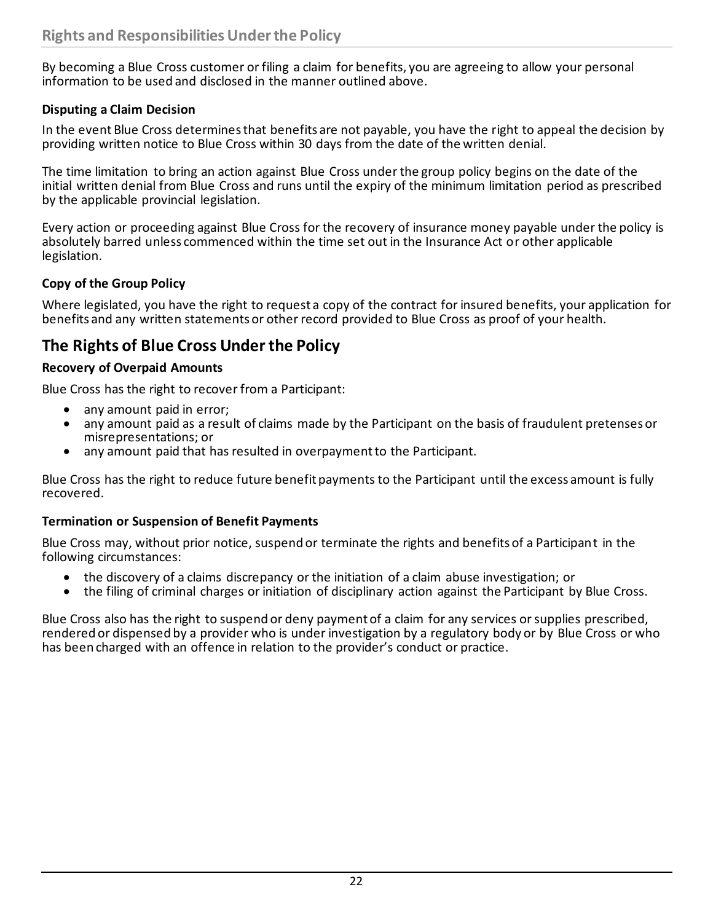## Rights and Responsibilities Under the Policy

By becoming a Blue Cross customer or filing a claim for benefits, you are agreeing to allow your personal information to be used and disclosed in the manner outlined above.

### Disputing a Claim Decision

In the event Blue Cross determines that benefits are not payable, you have the right to appeal the decision by providing written notice to Blue Cross within 30 days from the date of the written denial.

The time limitation to bring an action against Blue Cross under the group policy begins on the date of the initial written denial from Blue Cross and runs until the expiry of the minimum limitation period as prescribed by the applicable provincial legislation.

Every action or proceeding against Blue Cross for the recovery of insurance money payable under the policy is absolutely barred unless commenced within the time set out in the Insurance Act or other applicable legislation.

### Copy of the Group Policy

Where legislated, you have the right to request a copy of the contract for insured benefits, your application for benefits and any written statements or other record provided to Blue Cross as proof of your health.

## The Rights of Blue Cross Under the Policy

### Recovery of Overpaid Amounts

Blue Cross has the right to recover from a Participant:

- any amount paid in error;
- any amount paid as a result of claims made by the Participant on the basis of fraudulent pretenses or misrepresentations; or
- any amount paid that has resulted in overpayment to the Participant.

Blue Cross has the right to reduce future benefit payments to the Participant until the excess amount is fully recovered.

### Termination or Suspension of Benefit Payments

Blue Cross may, without prior notice, suspend or terminate the rights and benefits of a Participant in the following circumstances:

- the discovery of a claims discrepancy or the initiation of a claim abuse investigation; or
- the filing of criminal charges or initiation of disciplinary action against the Participant by Blue Cross.

Blue Cross also has the right to suspend or deny payment of a claim for any services or supplies prescribed, rendered or dispensed by a provider who is under investigation by a regulatory body or by Blue Cross or who has been charged with an offence in relation to the provider's conduct or practice.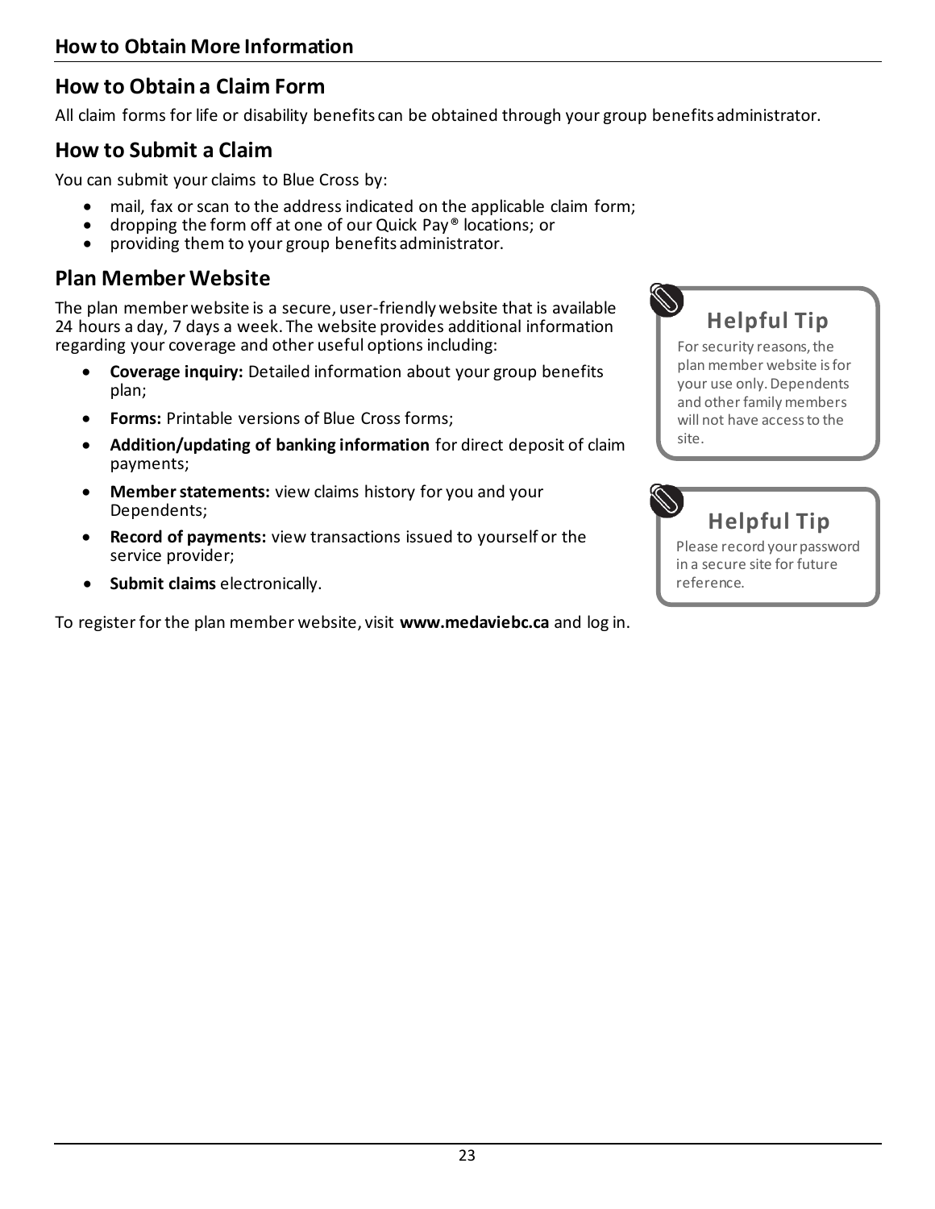## How to Obtain More Information

### How to Obtain a Claim Form

All claim forms for life or disability benefits can be obtained through your group benefits administrator.

### How to Submit a Claim

You can submit your claims to Blue Cross by:

- mail, fax or scan to the address indicated on the applicable claim form;
- dropping the form off at one of our Quick Pay® locations; or
- providing them to your group benefits administrator.

### Plan Member Website

The plan member website is a secure, user-friendly website that is available 24 hours a day, 7 days a week. The website provides additional information regarding your coverage and other useful options including:

- **Coverage inquiry:** Detailed information about your group benefits plan;
- **Forms:** Printable versions of Blue Cross forms;
- **Addition/updating of banking information** for direct deposit of claim payments;
- **Member statements:** view claims history for you and your Dependents;
- **Record of payments:** view transactions issued to yourself or the service provider;
- **Submit claims** electronically.

To register for the plan member website, visit **www.medaviebc.ca** and log in.

> **Helpful Tip**
>
> For security reasons, the plan member website is for your use only. Dependents and other family members will not have access to the site.

> **Helpful Tip**
>
> Please record your password in a secure site for future reference.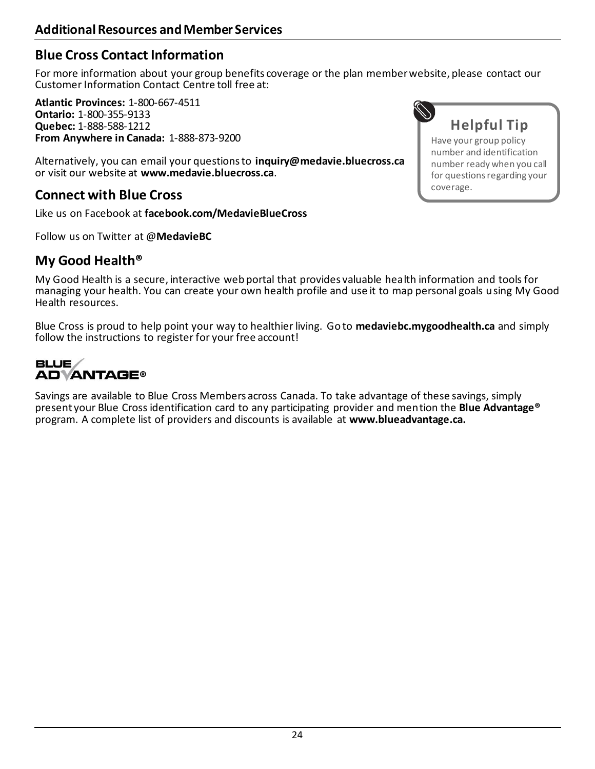## Additional Resources and Member Services

### Blue Cross Contact Information

For more information about your group benefits coverage or the plan member website, please contact our Customer Information Contact Centre toll free at:

**Atlantic Provinces:** 1-800-667-4511
**Ontario:** 1-800-355-9133
**Quebec:** 1-888-588-1212
**From Anywhere in Canada:** 1-888-873-9200

Alternatively, you can email your questions to **inquiry@medavie.bluecross.ca** or visit our website at **www.medavie.bluecross.ca**.

> **Helpful Tip**
> Have your group policy number and identification number ready when you call for questions regarding your coverage.

### Connect with Blue Cross

Like us on Facebook at **facebook.com/MedavieBlueCross**

Follow us on Twitter at @**MedavieBC**

### My Good Health®

My Good Health is a secure, interactive web portal that provides valuable health information and tools for managing your health. You can create your own health profile and use it to map personal goals using My Good Health resources.

Blue Cross is proud to help point your way to healthier living. Go to **medaviebc.mygoodhealth.ca** and simply follow the instructions to register for your free account!

**BLUE ADVANTAGE®**

Savings are available to Blue Cross Members across Canada. To take advantage of these savings, simply present your Blue Cross identification card to any participating provider and mention the **Blue Advantage®** program. A complete list of providers and discounts is available at **www.blueadvantage.ca.**